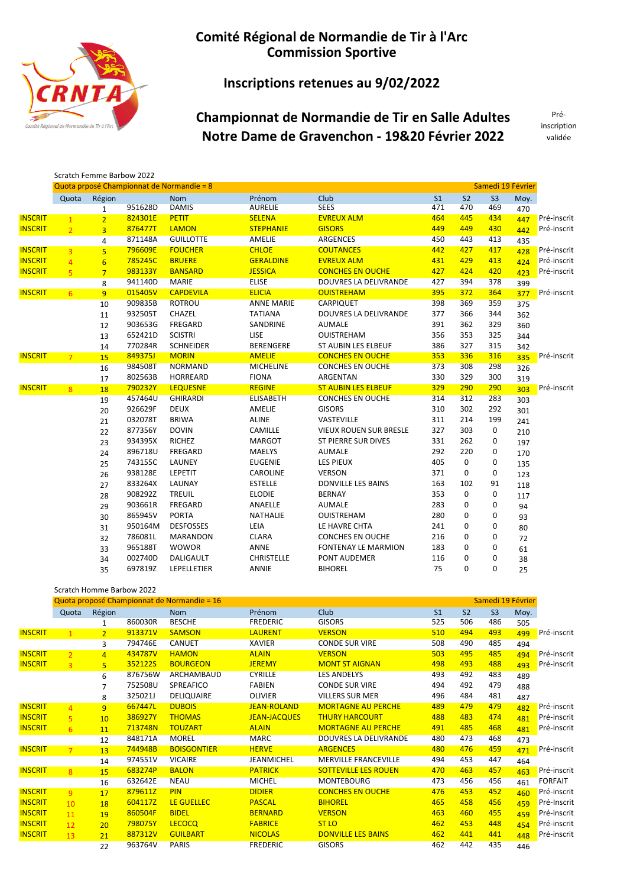# Comité Régional de Normandie de Tir à l'Arc
## Commission Sportive

## Inscriptions retenues au 9/02/2022

## Championnat de Normandie de Tir en Salle Adultes
## Notre Dame de Gravenchon - 19&20 Février 2022

Pré-inscription validée

Scratch Femme Barbow 2022

Quota prposé Championnat de Normandie = 8 — Samedi 19 Février

| | Quota | Région | | Nom | Prénom | Club | S1 | S2 | S3 | Moy. | |
|---|---|---|---|---|---|---|---|---|---|---|---|
| | | 1 | 951628D | DAMIS | AURELIE | SEES | 471 | 470 | 469 | 470 | |
| INSCRIT | 1 | 2 | 824301E | PETIT | SELENA | EVREUX ALM | 464 | 445 | 434 | 447 | Pré-inscrit |
| INSCRIT | 2 | 3 | 876477T | LAMON | STEPHANIE | GISORS | 449 | 449 | 430 | 442 | Pré-inscrit |
| | | 4 | 871148A | GUILLOTTE | AMELIE | ARGENCES | 450 | 443 | 413 | 435 | |
| INSCRIT | 3 | 5 | 796609E | FOUCHER | CHLOE | COUTANCES | 442 | 427 | 417 | 428 | Pré-inscrit |
| INSCRIT | 4 | 6 | 785245C | BRUERE | GERALDINE | EVREUX ALM | 431 | 429 | 413 | 424 | Pré-inscrit |
| INSCRIT | 5 | 7 | 983133Y | BANSARD | JESSICA | CONCHES EN OUCHE | 427 | 424 | 420 | 423 | Pré-inscrit |
| | | 8 | 941140D | MARIE | ELISE | DOUVRES LA DELIVRANDE | 427 | 394 | 378 | 399 | |
| INSCRIT | 6 | 9 | 015405V | CAPDEVILA | ELICIA | OUISTREHAM | 395 | 372 | 364 | 377 | Pré-inscrit |
| | | 10 | 909835B | ROTROU | ANNE MARIE | CARPIQUET | 398 | 369 | 359 | 375 | |
| | | 11 | 932505T | CHAZEL | TATIANA | DOUVRES LA DELIVRANDE | 377 | 366 | 344 | 362 | |
| | | 12 | 903653G | FREGARD | SANDRINE | AUMALE | 391 | 362 | 329 | 360 | |
| | | 13 | 652421D | SCISTRI | LISE | OUISTREHAM | 356 | 353 | 325 | 344 | |
| | | 14 | 770284R | SCHNEIDER | BERENGERE | ST AUBIN LES ELBEUF | 386 | 327 | 315 | 342 | |
| INSCRIT | 7 | 15 | 849375J | MORIN | AMELIE | CONCHES EN OUCHE | 353 | 336 | 316 | 335 | Pré-inscrit |
| | | 16 | 984508T | NORMAND | MICHELINE | CONCHES EN OUCHE | 373 | 308 | 298 | 326 | |
| | | 17 | 802563B | HORREARD | FIONA | ARGENTAN | 330 | 329 | 300 | 319 | |
| INSCRIT | 8 | 18 | 790232Y | LEQUESNE | REGINE | ST AUBIN LES ELBEUF | 329 | 290 | 290 | 303 | Pré-inscrit |
| | | 19 | 457464U | GHIRARDI | ELISABETH | CONCHES EN OUCHE | 314 | 312 | 283 | 303 | |
| | | 20 | 926629F | DEUX | AMELIE | GISORS | 310 | 302 | 292 | 301 | |
| | | 21 | 032078T | BRIWA | ALINE | VASTEVILLE | 311 | 214 | 199 | 241 | |
| | | 22 | 877356Y | DOVIN | CAMILLE | VIEUX ROUEN SUR BRESLE | 327 | 303 | 0 | 210 | |
| | | 23 | 934395X | RICHEZ | MARGOT | ST PIERRE SUR DIVES | 331 | 262 | 0 | 197 | |
| | | 24 | 896718U | FREGARD | MAELYS | AUMALE | 292 | 220 | 0 | 170 | |
| | | 25 | 743155C | LAUNEY | EUGENIE | LES PIEUX | 405 | 0 | 0 | 135 | |
| | | 26 | 938128E | LEPETIT | CAROLINE | VERSON | 371 | 0 | 0 | 123 | |
| | | 27 | 833264X | LAUNAY | ESTELLE | DONVILLE LES BAINS | 163 | 102 | 91 | 118 | |
| | | 28 | 908292Z | TREUIL | ELODIE | BERNAY | 353 | 0 | 0 | 117 | |
| | | 29 | 903661R | FREGARD | ANAELLE | AUMALE | 283 | 0 | 0 | 94 | |
| | | 30 | 865945V | PORTA | NATHALIE | OUISTREHAM | 280 | 0 | 0 | 93 | |
| | | 31 | 950164M | DESFOSSES | LEIA | LE HAVRE CHTA | 241 | 0 | 0 | 80 | |
| | | 32 | 786081L | MARANDON | CLARA | CONCHES EN OUCHE | 216 | 0 | 0 | 72 | |
| | | 33 | 965188T | WOWOR | ANNE | FONTENAY LE MARMION | 183 | 0 | 0 | 61 | |
| | | 34 | 002740D | DALIGAULT | CHRISTELLE | PONT AUDEMER | 116 | 0 | 0 | 38 | |
| | | 35 | 697819Z | LEPELLETIER | ANNIE | BIHOREL | 75 | 0 | 0 | 25 | |

Scratch Homme Barbow 2022

Quota proposé Championnat de Normandie = 16 — Samedi 19 Février

| | Quota | Région | | Nom | Prénom | Club | S1 | S2 | S3 | Moy. | |
|---|---|---|---|---|---|---|---|---|---|---|---|
| | | 1 | 860030R | BESCHE | FREDERIC | GISORS | 525 | 506 | 486 | 505 | |
| INSCRIT | 1 | 2 | 913371V | SAMSON | LAURENT | VERSON | 510 | 494 | 493 | 499 | Pré-inscrit |
| | | 3 | 794746E | CANUET | XAVIER | CONDE SUR VIRE | 508 | 490 | 485 | 494 | |
| INSCRIT | 2 | 4 | 434787V | HAMON | ALAIN | VERSON | 503 | 495 | 485 | 494 | Pré-inscrit |
| INSCRIT | 3 | 5 | 352122S | BOURGEON | JEREMY | MONT ST AIGNAN | 498 | 493 | 488 | 493 | Pré-inscrit |
| | | 6 | 876756W | ARCHAMBAUD | CYRILLE | LES ANDELYS | 493 | 492 | 483 | 489 | |
| | | 7 | 752508U | SPREAFICO | FABIEN | CONDE SUR VIRE | 494 | 492 | 479 | 488 | |
| | | 8 | 325021J | DELIQUAIRE | OLIVIER | VILLERS SUR MER | 496 | 484 | 481 | 487 | |
| INSCRIT | 4 | 9 | 667447L | DUBOIS | JEAN-ROLAND | MORTAGNE AU PERCHE | 489 | 479 | 479 | 482 | Pré-inscrit |
| INSCRIT | 5 | 10 | 386927Y | THOMAS | JEAN-JACQUES | THURY HARCOURT | 488 | 483 | 474 | 481 | Pré-inscrit |
| INSCRIT | 6 | 11 | 713748N | TOUZART | ALAIN | MORTAGNE AU PERCHE | 491 | 485 | 468 | 481 | Pré-inscrit |
| | | 12 | 848171A | MOREL | MARC | DOUVRES LA DELIVRANDE | 480 | 473 | 468 | 473 | |
| INSCRIT | 7 | 13 | 744948B | BOISGONTIER | HERVE | ARGENCES | 480 | 476 | 459 | 471 | Pré-inscrit |
| | | 14 | 974551V | VICAIRE | JEANMICHEL | MERVILLE FRANCEVILLE | 494 | 453 | 447 | 464 | |
| INSCRIT | 8 | 15 | 683274P | BALON | PATRICK | SOTTEVILLE LES ROUEN | 470 | 463 | 457 | 463 | Pré-inscrit |
| | | 16 | 632642E | NEAU | MICHEL | MONTEBOURG | 473 | 456 | 456 | 461 | FORFAIT |
| INSCRIT | 9 | 17 | 879611Z | PIN | DIDIER | CONCHES EN OUCHE | 476 | 453 | 452 | 460 | Pré-inscrit |
| INSCRIT | 10 | 18 | 604117Z | LE GUELLEC | PASCAL | BIHOREL | 465 | 458 | 456 | 459 | Pré-Inscrit |
| INSCRIT | 11 | 19 | 860504F | BIDEL | BERNARD | VERSON | 463 | 460 | 455 | 459 | Pré-inscrit |
| INSCRIT | 12 | 20 | 798075Y | LECOCQ | FABRICE | ST LO | 462 | 453 | 448 | 454 | Pré-inscrit |
| INSCRIT | 13 | 21 | 887312V | GUILBART | NICOLAS | DONVILLE LES BAINS | 462 | 441 | 441 | 448 | Pré-inscrit |
| | | 22 | 963764V | PARIS | FREDERIC | GISORS | 462 | 442 | 435 | 446 | |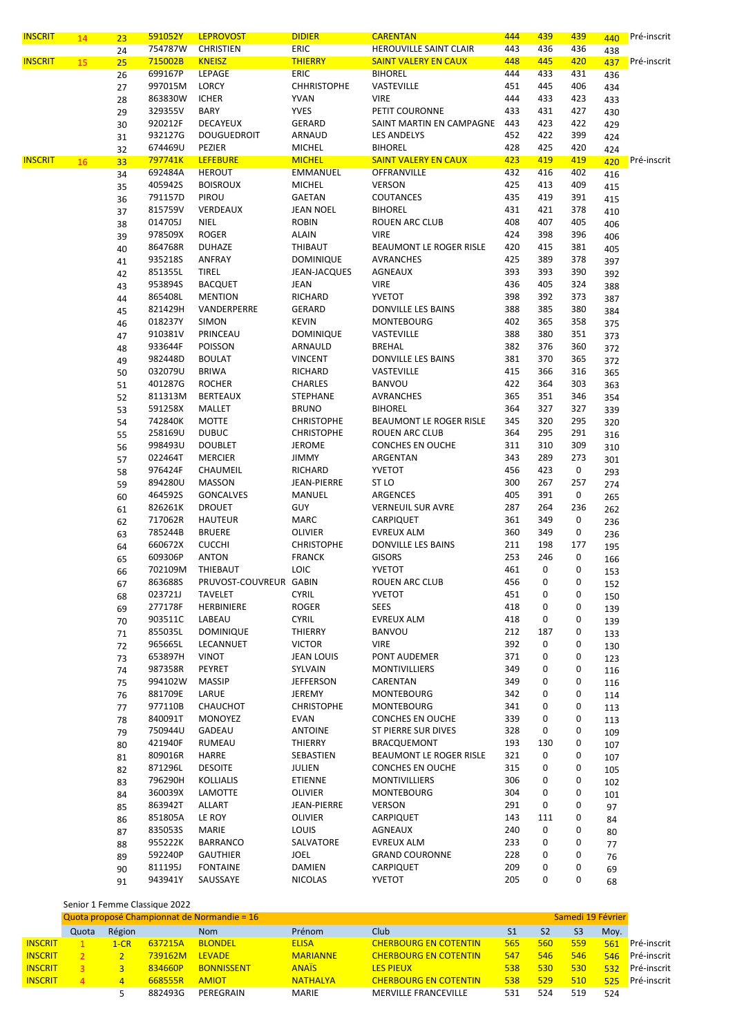| | | | | | | | | | | | |
|---|---|---|---|---|---|---|---|---|---|---|---|
| INSCRIT | 14 | 23 | 591052Y | LEPROVOST | DIDIER | CARENTAN | 444 | 439 | 439 | 440 | Pré-inscrit |
| | | 24 | 754787W | CHRISTIEN | ERIC | HEROUVILLE SAINT CLAIR | 443 | 436 | 436 | 438 | |
| INSCRIT | 15 | 25 | 715002B | KNEISZ | THIERRY | SAINT VALERY EN CAUX | 448 | 445 | 420 | 437 | Pré-inscrit |
| | | 26 | 699167P | LEPAGE | ERIC | BIHOREL | 444 | 433 | 431 | 436 | |
| | | 27 | 997015M | LORCY | CHHRISTOPHE | VASTEVILLE | 451 | 445 | 406 | 434 | |
| | | 28 | 863830W | ICHER | YVAN | VIRE | 444 | 433 | 423 | 433 | |
| | | 29 | 329355V | BARY | YVES | PETIT COURONNE | 433 | 431 | 427 | 430 | |
| | | 30 | 920212F | DECAYEUX | GERARD | SAINT MARTIN EN CAMPAGNE | 443 | 423 | 422 | 429 | |
| | | 31 | 932127G | DOUGUEDROIT | ARNAUD | LES ANDELYS | 452 | 422 | 399 | 424 | |
| | | 32 | 674469U | PEZIER | MICHEL | BIHOREL | 428 | 425 | 420 | 424 | |
| INSCRIT | 16 | 33 | 797741K | LEFEBURE | MICHEL | SAINT VALERY EN CAUX | 423 | 419 | 419 | 420 | Pré-inscrit |
| | | 34 | 692484A | HEROUT | EMMANUEL | OFFRANVILLE | 432 | 416 | 402 | 416 | |
| | | 35 | 405942S | BOISROUX | MICHEL | VERSON | 425 | 413 | 409 | 415 | |
| | | 36 | 791157D | PIROU | GAETAN | COUTANCES | 435 | 419 | 391 | 415 | |
| | | 37 | 815759V | VERDEAUX | JEAN NOEL | BIHOREL | 431 | 421 | 378 | 410 | |
| | | 38 | 014705J | NIEL | ROBIN | ROUEN ARC CLUB | 408 | 407 | 405 | 406 | |
| | | 39 | 978509X | ROGER | ALAIN | VIRE | 424 | 398 | 396 | 406 | |
| | | 40 | 864768R | DUHAZE | THIBAUT | BEAUMONT LE ROGER RISLE | 420 | 415 | 381 | 405 | |
| | | 41 | 935218S | ANFRAY | DOMINIQUE | AVRANCHES | 425 | 389 | 378 | 397 | |
| | | 42 | 851355L | TIREL | JEAN-JACQUES | AGNEAUX | 393 | 393 | 390 | 392 | |
| | | 43 | 953894S | BACQUET | JEAN | VIRE | 436 | 405 | 324 | 388 | |
| | | 44 | 865408L | MENTION | RICHARD | YVETOT | 398 | 392 | 373 | 387 | |
| | | 45 | 821429H | VANDERPERRE | GERARD | DONVILLE LES BAINS | 388 | 385 | 380 | 384 | |
| | | 46 | 018237Y | SIMON | KEVIN | MONTEBOURG | 402 | 365 | 358 | 375 | |
| | | 47 | 910381V | PRINCEAU | DOMINIQUE | VASTEVILLE | 388 | 380 | 351 | 373 | |
| | | 48 | 933644F | POISSON | ARNAULD | BREHAL | 382 | 376 | 360 | 372 | |
| | | 49 | 982448D | BOULAT | VINCENT | DONVILLE LES BAINS | 381 | 370 | 365 | 372 | |
| | | 50 | 032079U | BRIWA | RICHARD | VASTEVILLE | 415 | 366 | 316 | 365 | |
| | | 51 | 401287G | ROCHER | CHARLES | BANVOU | 422 | 364 | 303 | 363 | |
| | | 52 | 811313M | BERTEAUX | STEPHANE | AVRANCHES | 365 | 351 | 346 | 354 | |
| | | 53 | 591258X | MALLET | BRUNO | BIHOREL | 364 | 327 | 327 | 339 | |
| | | 54 | 742840K | MOTTE | CHRISTOPHE | BEAUMONT LE ROGER RISLE | 345 | 320 | 295 | 320 | |
| | | 55 | 258169U | DUBUC | CHRISTOPHE | ROUEN ARC CLUB | 364 | 295 | 291 | 316 | |
| | | 56 | 998493U | DOUBLET | JEROME | CONCHES EN OUCHE | 311 | 310 | 309 | 310 | |
| | | 57 | 022464T | MERCIER | JIMMY | ARGENTAN | 343 | 289 | 273 | 301 | |
| | | 58 | 976424F | CHAUMEIL | RICHARD | YVETOT | 456 | 423 | 0 | 293 | |
| | | 59 | 894280U | MASSON | JEAN-PIERRE | ST LO | 300 | 267 | 257 | 274 | |
| | | 60 | 464592S | GONCALVES | MANUEL | ARGENCES | 405 | 391 | 0 | 265 | |
| | | 61 | 826261K | DROUET | GUY | VERNEUIL SUR AVRE | 287 | 264 | 236 | 262 | |
| | | 62 | 717062R | HAUTEUR | MARC | CARPIQUET | 361 | 349 | 0 | 236 | |
| | | 63 | 785244B | BRUERE | OLIVIER | EVREUX ALM | 360 | 349 | 0 | 236 | |
| | | 64 | 660672X | CUCCHI | CHRISTOPHE | DONVILLE LES BAINS | 211 | 198 | 177 | 195 | |
| | | 65 | 609306P | ANTON | FRANCK | GISORS | 253 | 246 | 0 | 166 | |
| | | 66 | 702109M | THIEBAUT | LOIC | YVETOT | 461 | 0 | 0 | 153 | |
| | | 67 | 863688S | PRUVOST-COUVREUR | GABIN | ROUEN ARC CLUB | 456 | 0 | 0 | 152 | |
| | | 68 | 023721J | TAVELET | CYRIL | YVETOT | 451 | 0 | 0 | 150 | |
| | | 69 | 277178F | HERBINIERE | ROGER | SEES | 418 | 0 | 0 | 139 | |
| | | 70 | 903511C | LABEAU | CYRIL | EVREUX ALM | 418 | 0 | 0 | 139 | |
| | | 71 | 855035L | DOMINIQUE | THIERRY | BANVOU | 212 | 187 | 0 | 133 | |
| | | 72 | 965665L | LECANNUET | VICTOR | VIRE | 392 | 0 | 0 | 130 | |
| | | 73 | 653897H | VINOT | JEAN LOUIS | PONT AUDEMER | 371 | 0 | 0 | 123 | |
| | | 74 | 987358R | PEYRET | SYLVAIN | MONTIVILLIERS | 349 | 0 | 0 | 116 | |
| | | 75 | 994102W | MASSIP | JEFFERSON | CARENTAN | 349 | 0 | 0 | 116 | |
| | | 76 | 881709E | LARUE | JEREMY | MONTEBOURG | 342 | 0 | 0 | 114 | |
| | | 77 | 977110B | CHAUCHOT | CHRISTOPHE | MONTEBOURG | 341 | 0 | 0 | 113 | |
| | | 78 | 840091T | MONOYEZ | EVAN | CONCHES EN OUCHE | 339 | 0 | 0 | 113 | |
| | | 79 | 750944U | GADEAU | ANTOINE | ST PIERRE SUR DIVES | 328 | 0 | 0 | 109 | |
| | | 80 | 421940F | RUMEAU | THIERRY | BRACQUEMONT | 193 | 130 | 0 | 107 | |
| | | 81 | 809016R | HARRE | SEBASTIEN | BEAUMONT LE ROGER RISLE | 321 | 0 | 0 | 107 | |
| | | 82 | 871296L | DESOITE | JULIEN | CONCHES EN OUCHE | 315 | 0 | 0 | 105 | |
| | | 83 | 796290H | KOLLIALIS | ETIENNE | MONTIVILLIERS | 306 | 0 | 0 | 102 | |
| | | 84 | 360039X | LAMOTTE | OLIVIER | MONTEBOURG | 304 | 0 | 0 | 101 | |
| | | 85 | 863942T | ALLART | JEAN-PIERRE | VERSON | 291 | 0 | 0 | 97 | |
| | | 86 | 851805A | LE ROY | OLIVIER | CARPIQUET | 143 | 111 | 0 | 84 | |
| | | 87 | 835053S | MARIE | LOUIS | AGNEAUX | 240 | 0 | 0 | 80 | |
| | | 88 | 955222K | BARRANCO | SALVATORE | EVREUX ALM | 233 | 0 | 0 | 77 | |
| | | 89 | 592240P | GAUTHIER | JOEL | GRAND COURONNE | 228 | 0 | 0 | 76 | |
| | | 90 | 811195J | FONTAINE | DAMIEN | CARPIQUET | 209 | 0 | 0 | 69 | |
| | | 91 | 943941Y | SAUSSAYE | NICOLAS | YVETOT | 205 | 0 | 0 | 68 | |

Senior 1 Femme Classique 2022

Quota proposé Championnat de Normandie = 16 — Samedi 19 Février

| | Quota | Région | | Nom | Prénom | Club | S1 | S2 | S3 | Moy. | |
|---|---|---|---|---|---|---|---|---|---|---|---|
| INSCRIT | 1 | 1-CR | 637215A | BLONDEL | ELISA | CHERBOURG EN COTENTIN | 565 | 560 | 559 | 561 | Pré-inscrit |
| INSCRIT | 2 | 2 | 739162M | LEVADE | MARIANNE | CHERBOURG EN COTENTIN | 547 | 546 | 546 | 546 | Pré-inscrit |
| INSCRIT | 3 | 3 | 834660P | BONNISSENT | ANAÏS | LES PIEUX | 538 | 530 | 530 | 532 | Pré-inscrit |
| INSCRIT | 4 | 4 | 668555R | AMIOT | NATHALYA | CHERBOURG EN COTENTIN | 538 | 529 | 510 | 525 | Pré-inscrit |
| | | 5 | 882493G | PEREGRAIN | MARIE | MERVILLE FRANCEVILLE | 531 | 524 | 519 | 524 | |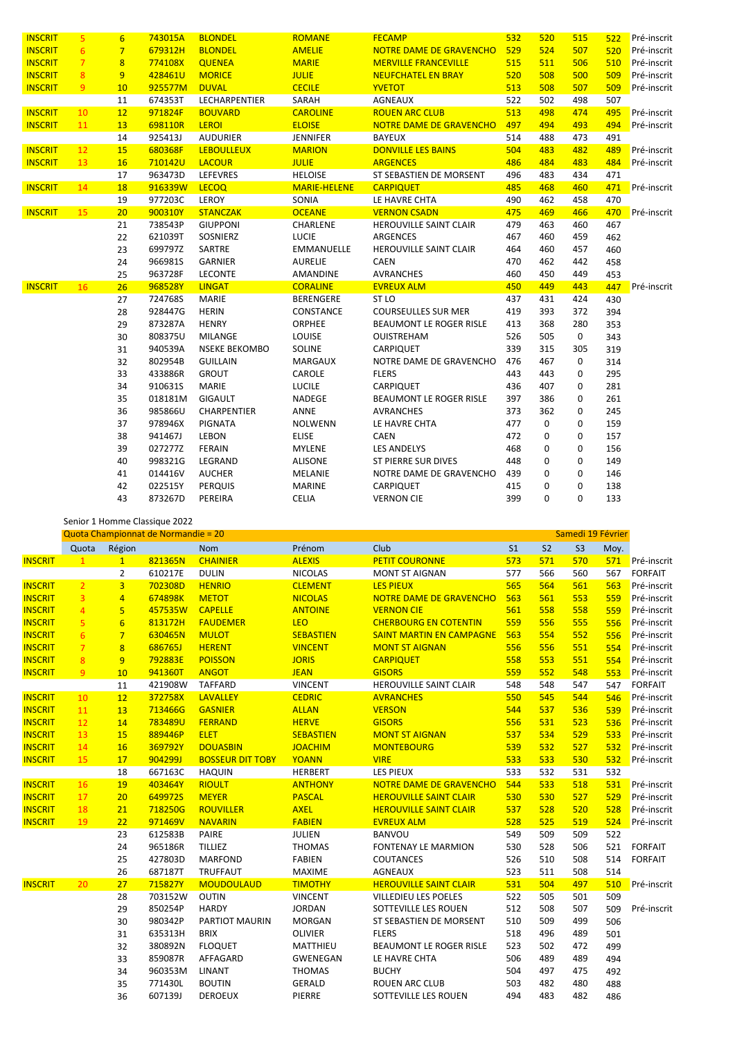| | | | | | | | | | | | |
|---|---|---|---|---|---|---|---|---|---|---|---|
| INSCRIT | 5 | 6 | 743015A | BLONDEL | ROMANE | FECAMP | 532 | 520 | 515 | 522 | Pré-inscrit |
| INSCRIT | 6 | 7 | 679312H | BLONDEL | AMELIE | NOTRE DAME DE GRAVENCHO | 529 | 524 | 507 | 520 | Pré-inscrit |
| INSCRIT | 7 | 8 | 774108X | QUENEA | MARIE | MERVILLE FRANCEVILLE | 515 | 511 | 506 | 510 | Pré-inscrit |
| INSCRIT | 8 | 9 | 428461U | MORICE | JULIE | NEUFCHATEL EN BRAY | 520 | 508 | 500 | 509 | Pré-inscrit |
| INSCRIT | 9 | 10 | 925577M | DUVAL | CECILE | YVETOT | 513 | 508 | 507 | 509 | Pré-inscrit |
| | | 11 | 674353T | LECHARPENTIER | SARAH | AGNEAUX | 522 | 502 | 498 | 507 | |
| INSCRIT | 10 | 12 | 971824F | BOUVARD | CAROLINE | ROUEN ARC CLUB | 513 | 498 | 474 | 495 | Pré-inscrit |
| INSCRIT | 11 | 13 | 698110R | LEROI | ELOISE | NOTRE DAME DE GRAVENCHO | 497 | 494 | 493 | 494 | Pré-inscrit |
| | | 14 | 925413J | AUDURIER | JENNIFER | BAYEUX | 514 | 488 | 473 | 491 | |
| INSCRIT | 12 | 15 | 680368F | LEBOULLEUX | MARION | DONVILLE LES BAINS | 504 | 483 | 482 | 489 | Pré-inscrit |
| INSCRIT | 13 | 16 | 710142U | LACOUR | JULIE | ARGENCES | 486 | 484 | 483 | 484 | Pré-inscrit |
| | | 17 | 963473D | LEFEVRES | HELOISE | ST SEBASTIEN DE MORSENT | 496 | 483 | 434 | 471 | |
| INSCRIT | 14 | 18 | 916339W | LECOQ | MARIE-HELENE | CARPIQUET | 485 | 468 | 460 | 471 | Pré-inscrit |
| | | 19 | 977203C | LEROY | SONIA | LE HAVRE CHTA | 490 | 462 | 458 | 470 | |
| INSCRIT | 15 | 20 | 900310Y | STANCZAK | OCEANE | VERNON CSADN | 475 | 469 | 466 | 470 | Pré-inscrit |
| | | 21 | 738543P | GIUPPONI | CHARLENE | HEROUVILLE SAINT CLAIR | 479 | 463 | 460 | 467 | |
| | | 22 | 621039T | SOSNIERZ | LUCIE | ARGENCES | 467 | 460 | 459 | 462 | |
| | | 23 | 699797Z | SARTRE | EMMANUELLE | HEROUVILLE SAINT CLAIR | 464 | 460 | 457 | 460 | |
| | | 24 | 966981S | GARNIER | AURELIE | CAEN | 470 | 462 | 442 | 458 | |
| | | 25 | 963728F | LECONTE | AMANDINE | AVRANCHES | 460 | 450 | 449 | 453 | |
| INSCRIT | 16 | 26 | 968528Y | LINGAT | CORALINE | EVREUX ALM | 450 | 449 | 443 | 447 | Pré-inscrit |
| | | 27 | 724768S | MARIE | BERENGERE | ST LO | 437 | 431 | 424 | 430 | |
| | | 28 | 928447G | HERIN | CONSTANCE | COURSEULLES SUR MER | 419 | 393 | 372 | 394 | |
| | | 29 | 873287A | HENRY | ORPHEE | BEAUMONT LE ROGER RISLE | 413 | 368 | 280 | 353 | |
| | | 30 | 808375U | MILANGE | LOUISE | OUISTREHAM | 526 | 505 | 0 | 343 | |
| | | 31 | 940539A | NSEKE BEKOMBO | SOLINE | CARPIQUET | 339 | 315 | 305 | 319 | |
| | | 32 | 802954B | GUILLAIN | MARGAUX | NOTRE DAME DE GRAVENCHO | 476 | 467 | 0 | 314 | |
| | | 33 | 433886R | GROUT | CAROLE | FLERS | 443 | 443 | 0 | 295 | |
| | | 34 | 910631S | MARIE | LUCILE | CARPIQUET | 436 | 407 | 0 | 281 | |
| | | 35 | 018181M | GIGAULT | NADEGE | BEAUMONT LE ROGER RISLE | 397 | 386 | 0 | 261 | |
| | | 36 | 985866U | CHARPENTIER | ANNE | AVRANCHES | 373 | 362 | 0 | 245 | |
| | | 37 | 978946X | PIGNATA | NOLWENN | LE HAVRE CHTA | 477 | 0 | 0 | 159 | |
| | | 38 | 941467J | LEBON | ELISE | CAEN | 472 | 0 | 0 | 157 | |
| | | 39 | 027277Z | FERAIN | MYLENE | LES ANDELYS | 468 | 0 | 0 | 156 | |
| | | 40 | 998321G | LEGRAND | ALISONE | ST PIERRE SUR DIVES | 448 | 0 | 0 | 149 | |
| | | 41 | 014416V | AUCHER | MELANIE | NOTRE DAME DE GRAVENCHO | 439 | 0 | 0 | 146 | |
| | | 42 | 022515Y | PERQUIS | MARINE | CARPIQUET | 415 | 0 | 0 | 138 | |
| | | 43 | 873267D | PEREIRA | CELIA | VERNON CIE | 399 | 0 | 0 | 133 | |

Senior 1 Homme Classique 2022

Quota Championnat de Normandie = 20 — Samedi 19 Février

| | Quota | Région | | Nom | Prénom | Club | S1 | S2 | S3 | Moy. | |
|---|---|---|---|---|---|---|---|---|---|---|---|
| INSCRIT | 1 | 1 | 821365N | CHAINIER | ALEXIS | PETIT COURONNE | 573 | 571 | 570 | 571 | Pré-inscrit |
| | | 2 | 610217E | DULIN | NICOLAS | MONT ST AIGNAN | 577 | 566 | 560 | 567 | FORFAIT |
| INSCRIT | 2 | 3 | 702308D | HENRIO | CLEMENT | LES PIEUX | 565 | 564 | 561 | 563 | Pré-inscrit |
| INSCRIT | 3 | 4 | 674898K | METOT | NICOLAS | NOTRE DAME DE GRAVENCHO | 563 | 561 | 553 | 559 | Pré-inscrit |
| INSCRIT | 4 | 5 | 457535W | CAPELLE | ANTOINE | VERNON CIE | 561 | 558 | 558 | 559 | Pré-inscrit |
| INSCRIT | 5 | 6 | 813172H | FAUDEMER | LEO | CHERBOURG EN COTENTIN | 559 | 556 | 555 | 556 | Pré-inscrit |
| INSCRIT | 6 | 7 | 630465N | MULOT | SEBASTIEN | SAINT MARTIN EN CAMPAGNE | 563 | 554 | 552 | 556 | Pré-inscrit |
| INSCRIT | 7 | 8 | 686765J | HERENT | VINCENT | MONT ST AIGNAN | 556 | 556 | 551 | 554 | Pré-inscrit |
| INSCRIT | 8 | 9 | 792883E | POISSON | JORIS | CARPIQUET | 558 | 553 | 551 | 554 | Pré-inscrit |
| INSCRIT | 9 | 10 | 941360T | ANGOT | JEAN | GISORS | 559 | 552 | 548 | 553 | Pré-inscrit |
| | | 11 | 421908W | TAFFARD | VINCENT | HEROUVILLE SAINT CLAIR | 548 | 548 | 547 | 547 | FORFAIT |
| INSCRIT | 10 | 12 | 372758X | LAVALLEY | CEDRIC | AVRANCHES | 550 | 545 | 544 | 546 | Pré-inscrit |
| INSCRIT | 11 | 13 | 713466G | GASNIER | ALLAN | VERSON | 544 | 537 | 536 | 539 | Pré-inscrit |
| INSCRIT | 12 | 14 | 783489U | FERRAND | HERVE | GISORS | 556 | 531 | 523 | 536 | Pré-inscrit |
| INSCRIT | 13 | 15 | 889446P | ELET | SEBASTIEN | MONT ST AIGNAN | 537 | 534 | 529 | 533 | Pré-inscrit |
| INSCRIT | 14 | 16 | 369792Y | DOUASBIN | JOACHIM | MONTEBOURG | 539 | 532 | 527 | 532 | Pré-inscrit |
| INSCRIT | 15 | 17 | 904299J | BOSSEUR DIT TOBY | YOANN | VIRE | 533 | 533 | 530 | 532 | Pré-inscrit |
| | | 18 | 667163C | HAQUIN | HERBERT | LES PIEUX | 533 | 532 | 531 | 532 | |
| INSCRIT | 16 | 19 | 403464Y | RIOULT | ANTHONY | NOTRE DAME DE GRAVENCHO | 544 | 533 | 518 | 531 | Pré-inscrit |
| INSCRIT | 17 | 20 | 649972S | MEYER | PASCAL | HEROUVILLE SAINT CLAIR | 530 | 530 | 527 | 529 | Pré-inscrit |
| INSCRIT | 18 | 21 | 718250G | ROUVILLER | AXEL | HEROUVILLE SAINT CLAIR | 537 | 528 | 520 | 528 | Pré-inscrit |
| INSCRIT | 19 | 22 | 971469V | NAVARIN | FABIEN | EVREUX ALM | 528 | 525 | 519 | 524 | Pré-inscrit |
| | | 23 | 612583B | PAIRE | JULIEN | BANVOU | 549 | 509 | 509 | 522 | |
| | | 24 | 965186R | TILLIEZ | THOMAS | FONTENAY LE MARMION | 530 | 528 | 506 | 521 | FORFAIT |
| | | 25 | 427803D | MARFOND | FABIEN | COUTANCES | 526 | 510 | 508 | 514 | FORFAIT |
| | | 26 | 687187T | TRUFFAUT | MAXIME | AGNEAUX | 523 | 511 | 508 | 514 | |
| INSCRIT | 20 | 27 | 715827Y | MOUDOULAUD | TIMOTHY | HEROUVILLE SAINT CLAIR | 531 | 504 | 497 | 510 | Pré-inscrit |
| | | 28 | 703152W | OUTIN | VINCENT | VILLEDIEU LES POELES | 522 | 505 | 501 | 509 | |
| | | 29 | 850254P | HARDY | JORDAN | SOTTEVILLE LES ROUEN | 512 | 508 | 507 | 509 | Pré-inscrit |
| | | 30 | 980342P | PARTIOT MAURIN | MORGAN | ST SEBASTIEN DE MORSENT | 510 | 509 | 499 | 506 | |
| | | 31 | 635313H | BRIX | OLIVIER | FLERS | 518 | 496 | 489 | 501 | |
| | | 32 | 380892N | FLOQUET | MATTHIEU | BEAUMONT LE ROGER RISLE | 523 | 502 | 472 | 499 | |
| | | 33 | 859087R | AFFAGARD | GWENEGAN | LE HAVRE CHTA | 506 | 489 | 489 | 494 | |
| | | 34 | 960353M | LINANT | THOMAS | BUCHY | 504 | 497 | 475 | 492 | |
| | | 35 | 771430L | BOUTIN | GERALD | ROUEN ARC CLUB | 503 | 482 | 480 | 488 | |
| | | 36 | 607139J | DEROEUX | PIERRE | SOTTEVILLE LES ROUEN | 494 | 483 | 482 | 486 | |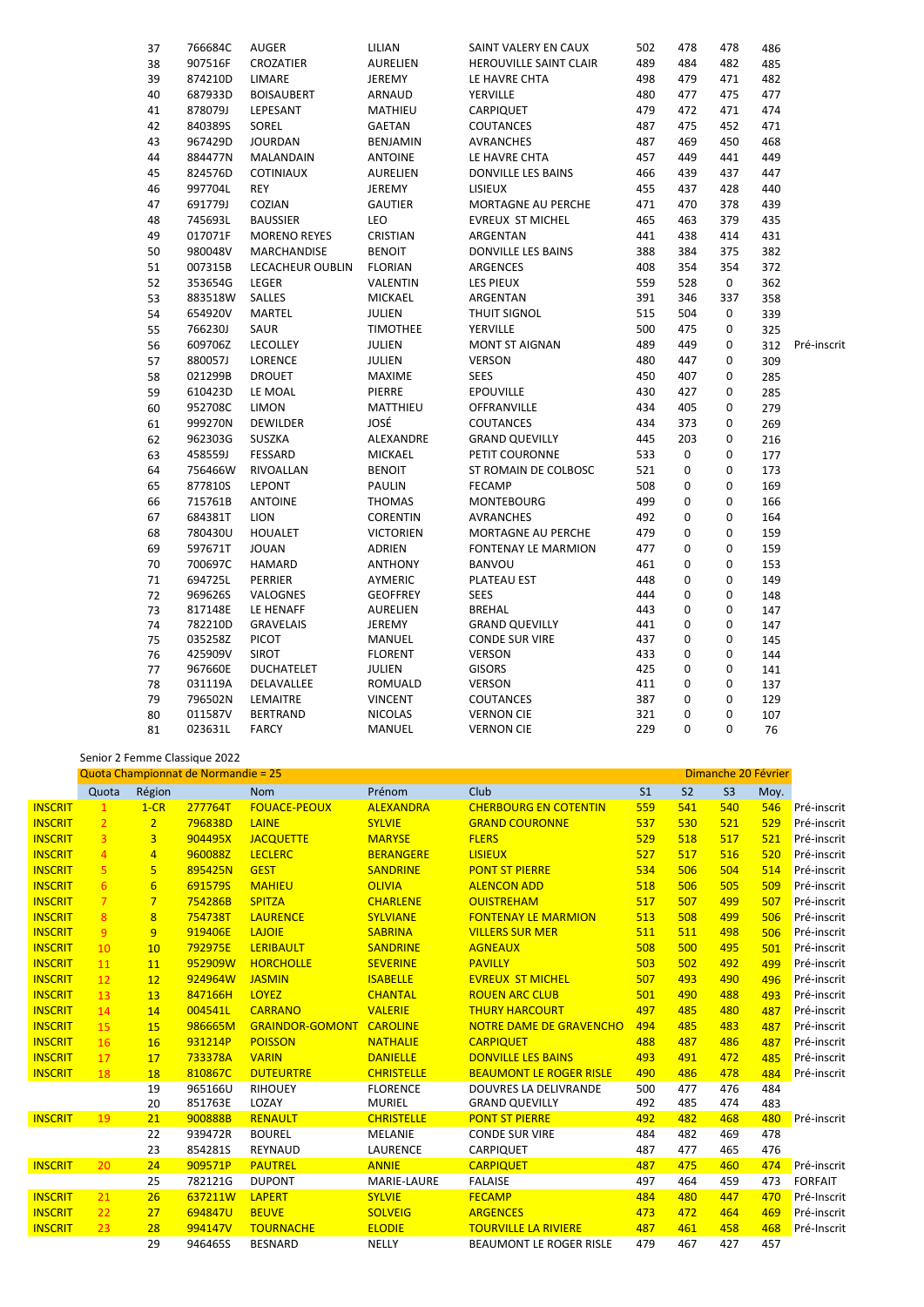| | | | | | | | | | | |
|---|---|---|---|---|---|---|---|---|---|---|
| 37 | 766684C | AUGER | LILIAN | SAINT VALERY EN CAUX | 502 | 478 | 478 | 486 | |
| 38 | 907516F | CROZATIER | AURELIEN | HEROUVILLE SAINT CLAIR | 489 | 484 | 482 | 485 | |
| 39 | 874210D | LIMARE | JEREMY | LE HAVRE CHTA | 498 | 479 | 471 | 482 | |
| 40 | 687933D | BOISAUBERT | ARNAUD | YERVILLE | 480 | 477 | 475 | 477 | |
| 41 | 878079J | LEPESANT | MATHIEU | CARPIQUET | 479 | 472 | 471 | 474 | |
| 42 | 840389S | SOREL | GAETAN | COUTANCES | 487 | 475 | 452 | 471 | |
| 43 | 967429D | JOURDAN | BENJAMIN | AVRANCHES | 487 | 469 | 450 | 468 | |
| 44 | 884477N | MALANDAIN | ANTOINE | LE HAVRE CHTA | 457 | 449 | 441 | 449 | |
| 45 | 824576D | COTINIAUX | AURELIEN | DONVILLE LES BAINS | 466 | 439 | 437 | 447 | |
| 46 | 997704L | REY | JEREMY | LISIEUX | 455 | 437 | 428 | 440 | |
| 47 | 691779J | COZIAN | GAUTIER | MORTAGNE AU PERCHE | 471 | 470 | 378 | 439 | |
| 48 | 745693L | BAUSSIER | LEO | EVREUX ST MICHEL | 465 | 463 | 379 | 435 | |
| 49 | 017071F | MORENO REYES | CRISTIAN | ARGENTAN | 441 | 438 | 414 | 431 | |
| 50 | 980048V | MARCHANDISE | BENOIT | DONVILLE LES BAINS | 388 | 384 | 375 | 382 | |
| 51 | 007315B | LECACHEUR OUBLIN | FLORIAN | ARGENCES | 408 | 354 | 354 | 372 | |
| 52 | 353654G | LEGER | VALENTIN | LES PIEUX | 559 | 528 | 0 | 362 | |
| 53 | 883518W | SALLES | MICKAEL | ARGENTAN | 391 | 346 | 337 | 358 | |
| 54 | 654920V | MARTEL | JULIEN | THUIT SIGNOL | 515 | 504 | 0 | 339 | |
| 55 | 766230J | SAUR | TIMOTHEE | YERVILLE | 500 | 475 | 0 | 325 | |
| 56 | 609706Z | LECOLLEY | JULIEN | MONT ST AIGNAN | 489 | 449 | 0 | 312 | Pré-inscrit |
| 57 | 880057J | LORENCE | JULIEN | VERSON | 480 | 447 | 0 | 309 | |
| 58 | 021299B | DROUET | MAXIME | SEES | 450 | 407 | 0 | 285 | |
| 59 | 610423D | LE MOAL | PIERRE | EPOUVILLE | 430 | 427 | 0 | 285 | |
| 60 | 952708C | LIMON | MATTHIEU | OFFRANVILLE | 434 | 405 | 0 | 279 | |
| 61 | 999270N | DEWILDER | JOSÉ | COUTANCES | 434 | 373 | 0 | 269 | |
| 62 | 962303G | SUSZKA | ALEXANDRE | GRAND QUEVILLY | 445 | 203 | 0 | 216 | |
| 63 | 458559J | FESSARD | MICKAEL | PETIT COURONNE | 533 | 0 | 0 | 177 | |
| 64 | 756466W | RIVOALLAN | BENOIT | ST ROMAIN DE COLBOSC | 521 | 0 | 0 | 173 | |
| 65 | 877810S | LEPONT | PAULIN | FECAMP | 508 | 0 | 0 | 169 | |
| 66 | 715761B | ANTOINE | THOMAS | MONTEBOURG | 499 | 0 | 0 | 166 | |
| 67 | 684381T | LION | CORENTIN | AVRANCHES | 492 | 0 | 0 | 164 | |
| 68 | 780430U | HOUALET | VICTORIEN | MORTAGNE AU PERCHE | 479 | 0 | 0 | 159 | |
| 69 | 597671T | JOUAN | ADRIEN | FONTENAY LE MARMION | 477 | 0 | 0 | 159 | |
| 70 | 700697C | HAMARD | ANTHONY | BANVOU | 461 | 0 | 0 | 153 | |
| 71 | 694725L | PERRIER | AYMERIC | PLATEAU EST | 448 | 0 | 0 | 149 | |
| 72 | 969626S | VALOGNES | GEOFFREY | SEES | 444 | 0 | 0 | 148 | |
| 73 | 817148E | LE HENAFF | AURELIEN | BREHAL | 443 | 0 | 0 | 147 | |
| 74 | 782210D | GRAVELAIS | JEREMY | GRAND QUEVILLY | 441 | 0 | 0 | 147 | |
| 75 | 035258Z | PICOT | MANUEL | CONDE SUR VIRE | 437 | 0 | 0 | 145 | |
| 76 | 425909V | SIROT | FLORENT | VERSON | 433 | 0 | 0 | 144 | |
| 77 | 967660E | DUCHATELET | JULIEN | GISORS | 425 | 0 | 0 | 141 | |
| 78 | 031119A | DELAVALLEE | ROMUALD | VERSON | 411 | 0 | 0 | 137 | |
| 79 | 796502N | LEMAITRE | VINCENT | COUTANCES | 387 | 0 | 0 | 129 | |
| 80 | 011587V | BERTRAND | NICOLAS | VERNON CIE | 321 | 0 | 0 | 107 | |
| 81 | 023631L | FARCY | MANUEL | VERNON CIE | 229 | 0 | 0 | 76 | |

Senior 2 Femme Classique 2022

Quota Championnat de Normandie = 25 — Dimanche 20 Février

| | Quota | Région | | Nom | Prénom | Club | S1 | S2 | S3 | Moy. | |
|---|---|---|---|---|---|---|---|---|---|---|---|
| INSCRIT | 1 | 1-CR | 277764T | FOUACE-PEOUX | ALEXANDRA | CHERBOURG EN COTENTIN | 559 | 541 | 540 | 546 | Pré-inscrit |
| INSCRIT | 2 | 2 | 796838D | LAINE | SYLVIE | GRAND COURONNE | 537 | 530 | 521 | 529 | Pré-inscrit |
| INSCRIT | 3 | 3 | 904495X | JACQUETTE | MARYSE | FLERS | 529 | 518 | 517 | 521 | Pré-inscrit |
| INSCRIT | 4 | 4 | 960088Z | LECLERC | BERANGERE | LISIEUX | 527 | 517 | 516 | 520 | Pré-inscrit |
| INSCRIT | 5 | 5 | 895425N | GEST | SANDRINE | PONT ST PIERRE | 534 | 506 | 504 | 514 | Pré-inscrit |
| INSCRIT | 6 | 6 | 691579S | MAHIEU | OLIVIA | ALENCON ADD | 518 | 506 | 505 | 509 | Pré-inscrit |
| INSCRIT | 7 | 7 | 754286B | SPITZA | CHARLENE | OUISTREHAM | 517 | 507 | 499 | 507 | Pré-inscrit |
| INSCRIT | 8 | 8 | 754738T | LAURENCE | SYLVIANE | FONTENAY LE MARMION | 513 | 508 | 499 | 506 | Pré-inscrit |
| INSCRIT | 9 | 9 | 919406E | LAJOIE | SABRINA | VILLERS SUR MER | 511 | 511 | 498 | 506 | Pré-inscrit |
| INSCRIT | 10 | 10 | 792975E | LERIBAULT | SANDRINE | AGNEAUX | 508 | 500 | 495 | 501 | Pré-inscrit |
| INSCRIT | 11 | 11 | 952909W | HORCHOLLE | SEVERINE | PAVILLY | 503 | 502 | 492 | 499 | Pré-inscrit |
| INSCRIT | 12 | 12 | 924964W | JASMIN | ISABELLE | EVREUX ST MICHEL | 507 | 493 | 490 | 496 | Pré-inscrit |
| INSCRIT | 13 | 13 | 847166H | LOYEZ | CHANTAL | ROUEN ARC CLUB | 501 | 490 | 488 | 493 | Pré-inscrit |
| INSCRIT | 14 | 14 | 004541L | CARRANO | VALERIE | THURY HARCOURT | 497 | 485 | 480 | 487 | Pré-inscrit |
| INSCRIT | 15 | 15 | 986665M | GRAINDOR-GOMONT | CAROLINE | NOTRE DAME DE GRAVENCHO | 494 | 485 | 483 | 487 | Pré-inscrit |
| INSCRIT | 16 | 16 | 931214P | POISSON | NATHALIE | CARPIQUET | 488 | 487 | 486 | 487 | Pré-inscrit |
| INSCRIT | 17 | 17 | 733378A | VARIN | DANIELLE | DONVILLE LES BAINS | 493 | 491 | 472 | 485 | Pré-inscrit |
| INSCRIT | 18 | 18 | 810867C | DUTEURTRE | CHRISTELLE | BEAUMONT LE ROGER RISLE | 490 | 486 | 478 | 484 | Pré-inscrit |
| | | 19 | 965166U | RIHOUEY | FLORENCE | DOUVRES LA DELIVRANDE | 500 | 477 | 476 | 484 | |
| | | 20 | 851763E | LOZAY | MURIEL | GRAND QUEVILLY | 492 | 485 | 474 | 483 | |
| INSCRIT | 19 | 21 | 900888B | RENAULT | CHRISTELLE | PONT ST PIERRE | 492 | 482 | 468 | 480 | Pré-inscrit |
| | | 22 | 939472R | BOUREL | MELANIE | CONDE SUR VIRE | 484 | 482 | 469 | 478 | |
| | | 23 | 854281S | REYNAUD | LAURENCE | CARPIQUET | 487 | 477 | 465 | 476 | |
| INSCRIT | 20 | 24 | 909571P | PAUTREL | ANNIE | CARPIQUET | 487 | 475 | 460 | 474 | Pré-inscrit |
| | | 25 | 782121G | DUPONT | MARIE-LAURE | FALAISE | 497 | 464 | 459 | 473 | FORFAIT |
| INSCRIT | 21 | 26 | 637211W | LAPERT | SYLVIE | FECAMP | 484 | 480 | 447 | 470 | Pré-Inscrit |
| INSCRIT | 22 | 27 | 694847U | BEUVE | SOLVEIG | ARGENCES | 473 | 472 | 464 | 469 | Pré-Inscrit |
| INSCRIT | 23 | 28 | 994147V | TOURNACHE | ELODIE | TOURVILLE LA RIVIERE | 487 | 461 | 458 | 468 | Pré-Inscrit |
| | | 29 | 946465S | BESNARD | NELLY | BEAUMONT LE ROGER RISLE | 479 | 467 | 427 | 457 | |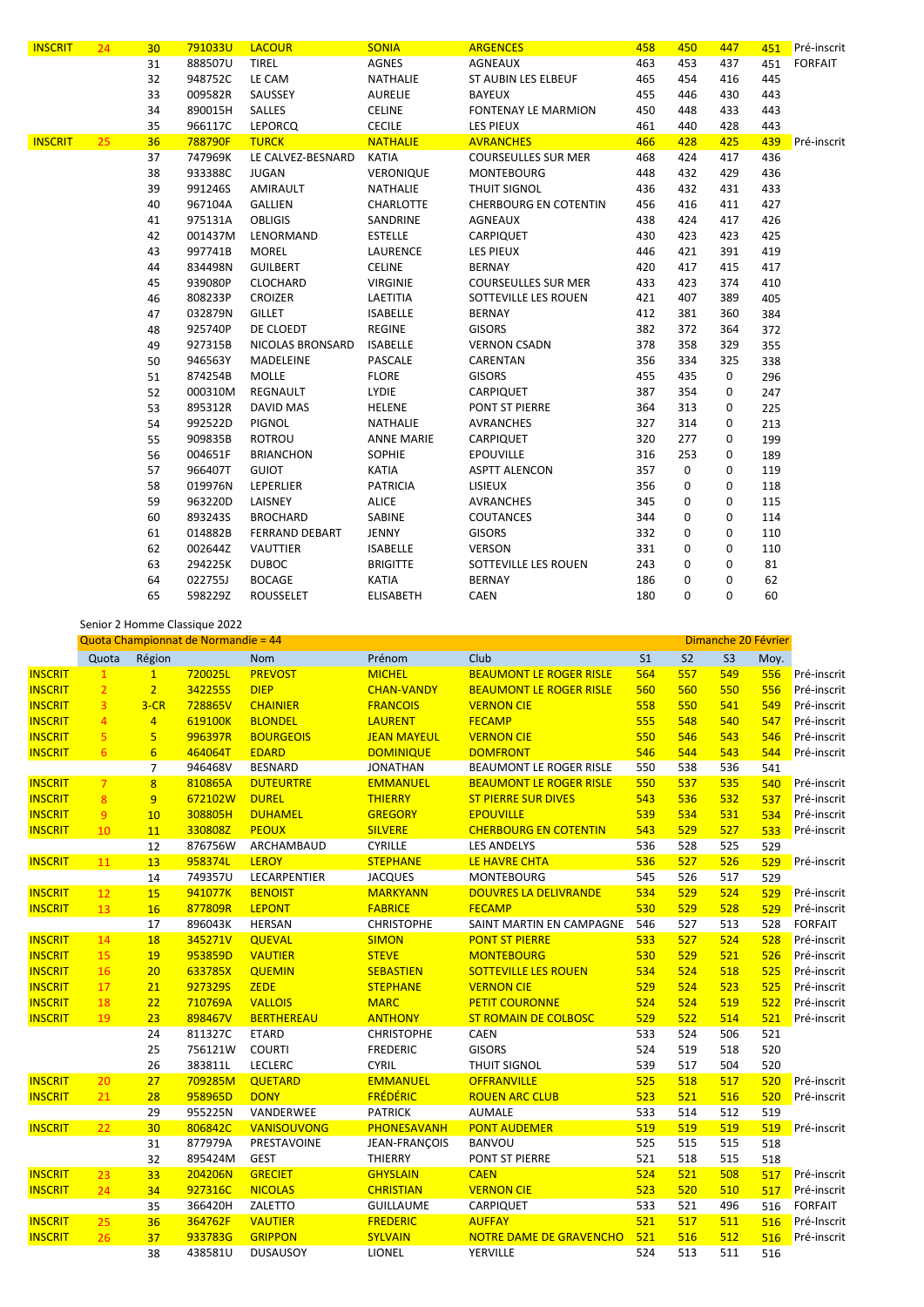| | | | | | | | | | | | |
|---|---|---|---|---|---|---|---|---|---|---|---|
| INSCRIT | 24 | 30 | 791033U | LACOUR | SONIA | ARGENCES | 458 | 450 | 447 | 451 | Pré-inscrit |
| | | 31 | 888507U | TIREL | AGNES | AGNEAUX | 463 | 453 | 437 | 451 | FORFAIT |
| | | 32 | 948752C | LE CAM | NATHALIE | ST AUBIN LES ELBEUF | 465 | 454 | 416 | 445 | |
| | | 33 | 009582R | SAUSSEY | AURELIE | BAYEUX | 455 | 446 | 430 | 443 | |
| | | 34 | 890015H | SALLES | CELINE | FONTENAY LE MARMION | 450 | 448 | 433 | 443 | |
| | | 35 | 966117C | LEPORCQ | CECILE | LES PIEUX | 461 | 440 | 428 | 443 | |
| INSCRIT | 25 | 36 | 788790F | TURCK | NATHALIE | AVRANCHES | 466 | 428 | 425 | 439 | Pré-inscrit |
| | | 37 | 747969K | LE CALVEZ-BESNARD | KATIA | COURSEULLES SUR MER | 468 | 424 | 417 | 436 | |
| | | 38 | 933388C | JUGAN | VERONIQUE | MONTEBOURG | 448 | 432 | 429 | 436 | |
| | | 39 | 991246S | AMIRAULT | NATHALIE | THUIT SIGNOL | 436 | 432 | 431 | 433 | |
| | | 40 | 967104A | GALLIEN | CHARLOTTE | CHERBOURG EN COTENTIN | 456 | 416 | 411 | 427 | |
| | | 41 | 975131A | OBLIGIS | SANDRINE | AGNEAUX | 438 | 424 | 417 | 426 | |
| | | 42 | 001437M | LENORMAND | ESTELLE | CARPIQUET | 430 | 423 | 423 | 425 | |
| | | 43 | 997741B | MOREL | LAURENCE | LES PIEUX | 446 | 421 | 391 | 419 | |
| | | 44 | 834498N | GUILBERT | CELINE | BERNAY | 420 | 417 | 415 | 417 | |
| | | 45 | 939080P | CLOCHARD | VIRGINIE | COURSEULLES SUR MER | 433 | 423 | 374 | 410 | |
| | | 46 | 808233P | CROIZER | LAETITIA | SOTTEVILLE LES ROUEN | 421 | 407 | 389 | 405 | |
| | | 47 | 032879N | GILLET | ISABELLE | BERNAY | 412 | 381 | 360 | 384 | |
| | | 48 | 925740P | DE CLOEDT | REGINE | GISORS | 382 | 372 | 364 | 372 | |
| | | 49 | 927315B | NICOLAS BRONSARD | ISABELLE | VERNON CSADN | 378 | 358 | 329 | 355 | |
| | | 50 | 946563Y | MADELEINE | PASCALE | CARENTAN | 356 | 334 | 325 | 338 | |
| | | 51 | 874254B | MOLLE | FLORE | GISORS | 455 | 435 | 0 | 296 | |
| | | 52 | 000310M | REGNAULT | LYDIE | CARPIQUET | 387 | 354 | 0 | 247 | |
| | | 53 | 895312R | DAVID MAS | HELENE | PONT ST PIERRE | 364 | 313 | 0 | 225 | |
| | | 54 | 992522D | PIGNOL | NATHALIE | AVRANCHES | 327 | 314 | 0 | 213 | |
| | | 55 | 909835B | ROTROU | ANNE MARIE | CARPIQUET | 320 | 277 | 0 | 199 | |
| | | 56 | 004651F | BRIANCHON | SOPHIE | EPOUVILLE | 316 | 253 | 0 | 189 | |
| | | 57 | 966407T | GUIOT | KATIA | ASPTT ALENCON | 357 | 0 | 0 | 119 | |
| | | 58 | 019976N | LEPERLIER | PATRICIA | LISIEUX | 356 | 0 | 0 | 118 | |
| | | 59 | 963220D | LAISNEY | ALICE | AVRANCHES | 345 | 0 | 0 | 115 | |
| | | 60 | 893243S | BROCHARD | SABINE | COUTANCES | 344 | 0 | 0 | 114 | |
| | | 61 | 014882B | FERRAND DEBART | JENNY | GISORS | 332 | 0 | 0 | 110 | |
| | | 62 | 002644Z | VAUTTIER | ISABELLE | VERSON | 331 | 0 | 0 | 110 | |
| | | 63 | 294225K | DUBOC | BRIGITTE | SOTTEVILLE LES ROUEN | 243 | 0 | 0 | 81 | |
| | | 64 | 022755J | BOCAGE | KATIA | BERNAY | 186 | 0 | 0 | 62 | |
| | | 65 | 598229Z | ROUSSELET | ELISABETH | CAEN | 180 | 0 | 0 | 60 | |

Senior 2 Homme Classique 2022

Quota Championnat de Normandie = 44 — Dimanche 20 Février

| | Quota | Région | | Nom | Prénom | Club | S1 | S2 | S3 | Moy. | |
|---|---|---|---|---|---|---|---|---|---|---|---|
| INSCRIT | 1 | 1 | 720025L | PREVOST | MICHEL | BEAUMONT LE ROGER RISLE | 564 | 557 | 549 | 556 | Pré-inscrit |
| INSCRIT | 2 | 2 | 342255S | DIEP | CHAN-VANDY | BEAUMONT LE ROGER RISLE | 560 | 560 | 550 | 556 | Pré-inscrit |
| INSCRIT | 3 | 3-CR | 728865V | CHAINIER | FRANCOIS | VERNON CIE | 558 | 550 | 541 | 549 | Pré-inscrit |
| INSCRIT | 4 | 4 | 619100K | BLONDEL | LAURENT | FECAMP | 555 | 548 | 540 | 547 | Pré-inscrit |
| INSCRIT | 5 | 5 | 996397R | BOURGEOIS | JEAN MAYEUL | VERNON CIE | 550 | 546 | 543 | 546 | Pré-inscrit |
| INSCRIT | 6 | 6 | 464064T | EDARD | DOMINIQUE | DOMFRONT | 546 | 544 | 543 | 544 | Pré-inscrit |
| | | 7 | 946468V | BESNARD | JONATHAN | BEAUMONT LE ROGER RISLE | 550 | 538 | 536 | 541 | |
| INSCRIT | 7 | 8 | 810865A | DUTEURTRE | EMMANUEL | BEAUMONT LE ROGER RISLE | 550 | 537 | 535 | 540 | Pré-inscrit |
| INSCRIT | 8 | 9 | 672102W | DUREL | THIERRY | ST PIERRE SUR DIVES | 543 | 536 | 532 | 537 | Pré-inscrit |
| INSCRIT | 9 | 10 | 308805H | DUHAMEL | GREGORY | EPOUVILLE | 539 | 534 | 531 | 534 | Pré-inscrit |
| INSCRIT | 10 | 11 | 330808Z | PEOUX | SILVERE | CHERBOURG EN COTENTIN | 543 | 529 | 527 | 533 | Pré-inscrit |
| | | 12 | 876756W | ARCHAMBAUD | CYRILLE | LES ANDELYS | 536 | 528 | 525 | 529 | |
| INSCRIT | 11 | 13 | 958374L | LEROY | STEPHANE | LE HAVRE CHTA | 536 | 527 | 526 | 529 | Pré-inscrit |
| | | 14 | 749357U | LECARPENTIER | JACQUES | MONTEBOURG | 545 | 526 | 517 | 529 | |
| INSCRIT | 12 | 15 | 941077K | BENOIST | MARKYANN | DOUVRES LA DELIVRANDE | 534 | 529 | 524 | 529 | Pré-inscrit |
| INSCRIT | 13 | 16 | 877809R | LEPONT | FABRICE | FECAMP | 530 | 529 | 528 | 529 | Pré-inscrit |
| | | 17 | 896043K | HERSAN | CHRISTOPHE | SAINT MARTIN EN CAMPAGNE | 546 | 527 | 513 | 528 | FORFAIT |
| INSCRIT | 14 | 18 | 345271V | QUEVAL | SIMON | PONT ST PIERRE | 533 | 527 | 524 | 528 | Pré-inscrit |
| INSCRIT | 15 | 19 | 953859D | VAUTIER | STEVE | MONTEBOURG | 530 | 529 | 521 | 526 | Pré-inscrit |
| INSCRIT | 16 | 20 | 633785X | QUEMIN | SEBASTIEN | SOTTEVILLE LES ROUEN | 534 | 524 | 518 | 525 | Pré-inscrit |
| INSCRIT | 17 | 21 | 927329S | ZEDE | STEPHANE | VERNON CIE | 529 | 524 | 523 | 525 | Pré-inscrit |
| INSCRIT | 18 | 22 | 710769A | VALLOIS | MARC | PETIT COURONNE | 524 | 524 | 519 | 522 | Pré-inscrit |
| INSCRIT | 19 | 23 | 898467V | BERTHEREAU | ANTHONY | ST ROMAIN DE COLBOSC | 529 | 522 | 514 | 521 | Pré-inscrit |
| | | 24 | 811327C | ETARD | CHRISTOPHE | CAEN | 533 | 524 | 506 | 521 | |
| | | 25 | 756121W | COURTI | FREDERIC | GISORS | 524 | 519 | 518 | 520 | |
| | | 26 | 383811L | LECLERC | CYRIL | THUIT SIGNOL | 539 | 517 | 504 | 520 | |
| INSCRIT | 20 | 27 | 709285M | QUETARD | EMMANUEL | OFFRANVILLE | 525 | 518 | 517 | 520 | Pré-inscrit |
| INSCRIT | 21 | 28 | 958965D | DONY | FRÉDÉRIC | ROUEN ARC CLUB | 523 | 521 | 516 | 520 | Pré-inscrit |
| | | 29 | 955225N | VANDERWEE | PATRICK | AUMALE | 533 | 514 | 512 | 519 | |
| INSCRIT | 22 | 30 | 806842C | VANISOUVONG | PHONESAVANH | PONT AUDEMER | 519 | 519 | 519 | 519 | Pré-inscrit |
| | | 31 | 877979A | PRESTAVOINE | JEAN-FRANÇOIS | BANVOU | 525 | 515 | 515 | 518 | |
| | | 32 | 895424M | GEST | THIERRY | PONT ST PIERRE | 521 | 518 | 515 | 518 | |
| INSCRIT | 23 | 33 | 204206N | GRECIET | GHYSLAIN | CAEN | 524 | 521 | 508 | 517 | Pré-inscrit |
| INSCRIT | 24 | 34 | 927316C | NICOLAS | CHRISTIAN | VERNON CIE | 523 | 520 | 510 | 517 | Pré-inscrit |
| | | 35 | 366420H | ZALETTO | GUILLAUME | CARPIQUET | 533 | 521 | 496 | 516 | FORFAIT |
| INSCRIT | 25 | 36 | 364762F | VAUTIER | FREDERIC | AUFFAY | 521 | 517 | 511 | 516 | Pré-Inscrit |
| INSCRIT | 26 | 37 | 933783G | GRIPPON | SYLVAIN | NOTRE DAME DE GRAVENCHO | 521 | 516 | 512 | 516 | Pré-inscrit |
| | | 38 | 438581U | DUSAUSOY | LIONEL | YERVILLE | 524 | 513 | 511 | 516 | |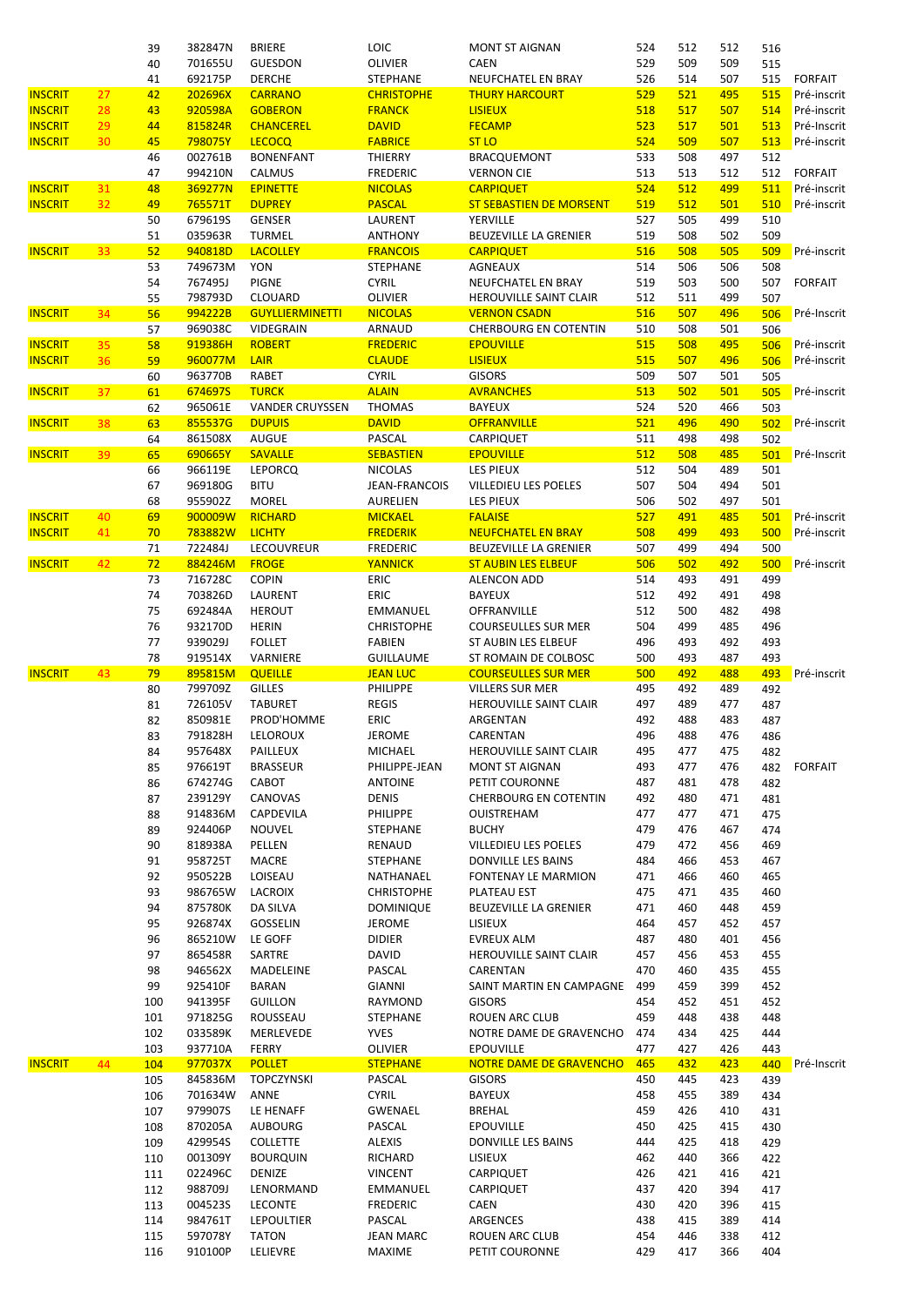| | | | | | | | | | | | |
|---|---|---|---|---|---|---|---|---|---|---|---|
| | | 39 | 382847N | BRIERE | LOIC | MONT ST AIGNAN | 524 | 512 | 512 | 516 | |
| | | 40 | 701655U | GUESDON | OLIVIER | CAEN | 529 | 509 | 509 | 515 | |
| | | 41 | 692175P | DERCHE | STEPHANE | NEUFCHATEL EN BRAY | 526 | 514 | 507 | 515 | FORFAIT |
| INSCRIT | 27 | 42 | 202696X | CARRANO | CHRISTOPHE | THURY HARCOURT | 529 | 521 | 495 | 515 | Pré-inscrit |
| INSCRIT | 28 | 43 | 920598A | GOBERON | FRANCK | LISIEUX | 518 | 517 | 507 | 514 | Pré-inscrit |
| INSCRIT | 29 | 44 | 815824R | CHANCEREL | DAVID | FECAMP | 523 | 517 | 501 | 513 | Pré-Inscrit |
| INSCRIT | 30 | 45 | 798075Y | LECOCQ | FABRICE | ST LO | 524 | 509 | 507 | 513 | Pré-inscrit |
| | | 46 | 002761B | BONENFANT | THIERRY | BRACQUEMONT | 533 | 508 | 497 | 512 | |
| | | 47 | 994210N | CALMUS | FREDERIC | VERNON CIE | 513 | 513 | 512 | 512 | FORFAIT |
| INSCRIT | 31 | 48 | 369277N | EPINETTE | NICOLAS | CARPIQUET | 524 | 512 | 499 | 511 | Pré-inscrit |
| INSCRIT | 32 | 49 | 765571T | DUPREY | PASCAL | ST SEBASTIEN DE MORSENT | 519 | 512 | 501 | 510 | Pré-inscrit |
| | | 50 | 679619S | GENSER | LAURENT | YERVILLE | 527 | 505 | 499 | 510 | |
| | | 51 | 035963R | TURMEL | ANTHONY | BEUZEVILLE LA GRENIER | 519 | 508 | 502 | 509 | |
| INSCRIT | 33 | 52 | 940818D | LACOLLEY | FRANCOIS | CARPIQUET | 516 | 508 | 505 | 509 | Pré-inscrit |
| | | 53 | 749673M | YON | STEPHANE | AGNEAUX | 514 | 506 | 506 | 508 | |
| | | 54 | 767495J | PIGNE | CYRIL | NEUFCHATEL EN BRAY | 519 | 503 | 500 | 507 | FORFAIT |
| | | 55 | 798793D | CLOUARD | OLIVIER | HEROUVILLE SAINT CLAIR | 512 | 511 | 499 | 507 | |
| INSCRIT | 34 | 56 | 994222B | GUYLLIERMINETTI | NICOLAS | VERNON CSADN | 516 | 507 | 496 | 506 | Pré-Inscrit |
| | | 57 | 969038C | VIDEGRAIN | ARNAUD | CHERBOURG EN COTENTIN | 510 | 508 | 501 | 506 | |
| INSCRIT | 35 | 58 | 919386H | ROBERT | FREDERIC | EPOUVILLE | 515 | 508 | 495 | 506 | Pré-inscrit |
| INSCRIT | 36 | 59 | 960077M | LAIR | CLAUDE | LISIEUX | 515 | 507 | 496 | 506 | Pré-inscrit |
| | | 60 | 963770B | RABET | CYRIL | GISORS | 509 | 507 | 501 | 505 | |
| INSCRIT | 37 | 61 | 674697S | TURCK | ALAIN | AVRANCHES | 513 | 502 | 501 | 505 | Pré-inscrit |
| | | 62 | 965061E | VANDER CRUYSSEN | THOMAS | BAYEUX | 524 | 520 | 466 | 503 | |
| INSCRIT | 38 | 63 | 855537G | DUPUIS | DAVID | OFFRANVILLE | 521 | 496 | 490 | 502 | Pré-inscrit |
| | | 64 | 861508X | AUGUE | PASCAL | CARPIQUET | 511 | 498 | 498 | 502 | |
| INSCRIT | 39 | 65 | 690665Y | SAVALLE | SEBASTIEN | EPOUVILLE | 512 | 508 | 485 | 501 | Pré-Inscrit |
| | | 66 | 966119E | LEPORCQ | NICOLAS | LES PIEUX | 512 | 504 | 489 | 501 | |
| | | 67 | 969180G | BITU | JEAN-FRANCOIS | VILLEDIEU LES POELES | 507 | 504 | 494 | 501 | |
| | | 68 | 955902Z | MOREL | AURELIEN | LES PIEUX | 506 | 502 | 497 | 501 | |
| INSCRIT | 40 | 69 | 900009W | RICHARD | MICKAEL | FALAISE | 527 | 491 | 485 | 501 | Pré-inscrit |
| INSCRIT | 41 | 70 | 783882W | LICHTY | FREDERIK | NEUFCHATEL EN BRAY | 508 | 499 | 493 | 500 | Pré-inscrit |
| | | 71 | 722484J | LECOUVREUR | FREDERIC | BEUZEVILLE LA GRENIER | 507 | 499 | 494 | 500 | |
| INSCRIT | 42 | 72 | 884246M | FROGE | YANNICK | ST AUBIN LES ELBEUF | 506 | 502 | 492 | 500 | Pré-inscrit |
| | | 73 | 716728C | COPIN | ERIC | ALENCON ADD | 514 | 493 | 491 | 499 | |
| | | 74 | 703826D | LAURENT | ERIC | BAYEUX | 512 | 492 | 491 | 498 | |
| | | 75 | 692484A | HEROUT | EMMANUEL | OFFRANVILLE | 512 | 500 | 482 | 498 | |
| | | 76 | 932170D | HERIN | CHRISTOPHE | COURSEULLES SUR MER | 504 | 499 | 485 | 496 | |
| | | 77 | 939029J | FOLLET | FABIEN | ST AUBIN LES ELBEUF | 496 | 493 | 492 | 493 | |
| | | 78 | 919514X | VARNIERE | GUILLAUME | ST ROMAIN DE COLBOSC | 500 | 493 | 487 | 493 | |
| INSCRIT | 43 | 79 | 895815M | QUEILLE | JEAN LUC | COURSEULLES SUR MER | 500 | 492 | 488 | 493 | Pré-inscrit |
| | | 80 | 799709Z | GILLES | PHILIPPE | VILLERS SUR MER | 495 | 492 | 489 | 492 | |
| | | 81 | 726105V | TABURET | REGIS | HEROUVILLE SAINT CLAIR | 497 | 489 | 477 | 487 | |
| | | 82 | 850981E | PROD'HOMME | ERIC | ARGENTAN | 492 | 488 | 483 | 487 | |
| | | 83 | 791828H | LELOROUX | JEROME | CARENTAN | 496 | 488 | 476 | 486 | |
| | | 84 | 957648X | PAILLEUX | MICHAEL | HEROUVILLE SAINT CLAIR | 495 | 477 | 475 | 482 | |
| | | 85 | 976619T | BRASSEUR | PHILIPPE-JEAN | MONT ST AIGNAN | 493 | 477 | 476 | 482 | FORFAIT |
| | | 86 | 674274G | CABOT | ANTOINE | PETIT COURONNE | 487 | 481 | 478 | 482 | |
| | | 87 | 239129Y | CANOVAS | DENIS | CHERBOURG EN COTENTIN | 492 | 480 | 471 | 481 | |
| | | 88 | 914836M | CAPDEVILA | PHILIPPE | OUISTREHAM | 477 | 477 | 471 | 475 | |
| | | 89 | 924406P | NOUVEL | STEPHANE | BUCHY | 479 | 476 | 467 | 474 | |
| | | 90 | 818938A | PELLEN | RENAUD | VILLEDIEU LES POELES | 479 | 472 | 456 | 469 | |
| | | 91 | 958725T | MACRE | STEPHANE | DONVILLE LES BAINS | 484 | 466 | 453 | 467 | |
| | | 92 | 950522B | LOISEAU | NATHANAEL | FONTENAY LE MARMION | 471 | 466 | 460 | 465 | |
| | | 93 | 986765W | LACROIX | CHRISTOPHE | PLATEAU EST | 475 | 471 | 435 | 460 | |
| | | 94 | 875780K | DA SILVA | DOMINIQUE | BEUZEVILLE LA GRENIER | 471 | 460 | 448 | 459 | |
| | | 95 | 926874X | GOSSELIN | JEROME | LISIEUX | 464 | 457 | 452 | 457 | |
| | | 96 | 865210W | LE GOFF | DIDIER | EVREUX ALM | 487 | 480 | 401 | 456 | |
| | | 97 | 865458R | SARTRE | DAVID | HEROUVILLE SAINT CLAIR | 457 | 456 | 453 | 455 | |
| | | 98 | 946562X | MADELEINE | PASCAL | CARENTAN | 470 | 460 | 435 | 455 | |
| | | 99 | 925410F | BARAN | GIANNI | SAINT MARTIN EN CAMPAGNE | 499 | 459 | 399 | 452 | |
| | | 100 | 941395F | GUILLON | RAYMOND | GISORS | 454 | 452 | 451 | 452 | |
| | | 101 | 971825G | ROUSSEAU | STEPHANE | ROUEN ARC CLUB | 459 | 448 | 438 | 448 | |
| | | 102 | 033589K | MERLEVEDE | YVES | NOTRE DAME DE GRAVENCHO | 474 | 434 | 425 | 444 | |
| | | 103 | 937710A | FERRY | OLIVIER | EPOUVILLE | 477 | 427 | 426 | 443 | |
| INSCRIT | 44 | 104 | 977037X | POLLET | STEPHANE | NOTRE DAME DE GRAVENCHO | 465 | 432 | 423 | 440 | Pré-Inscrit |
| | | 105 | 845836M | TOPCZYNSKI | PASCAL | GISORS | 450 | 445 | 423 | 439 | |
| | | 106 | 701634W | ANNE | CYRIL | BAYEUX | 458 | 455 | 389 | 434 | |
| | | 107 | 979907S | LE HENAFF | GWENAEL | BREHAL | 459 | 426 | 410 | 431 | |
| | | 108 | 870205A | AUBOURG | PASCAL | EPOUVILLE | 450 | 425 | 415 | 430 | |
| | | 109 | 429954S | COLLETTE | ALEXIS | DONVILLE LES BAINS | 444 | 425 | 418 | 429 | |
| | | 110 | 001309Y | BOURQUIN | RICHARD | LISIEUX | 462 | 440 | 366 | 422 | |
| | | 111 | 022496C | DENIZE | VINCENT | CARPIQUET | 426 | 421 | 416 | 421 | |
| | | 112 | 988709J | LENORMAND | EMMANUEL | CARPIQUET | 437 | 420 | 394 | 417 | |
| | | 113 | 004523S | LECONTE | FREDERIC | CAEN | 430 | 420 | 396 | 415 | |
| | | 114 | 984761T | LEPOULTIER | PASCAL | ARGENCES | 438 | 415 | 389 | 414 | |
| | | 115 | 597078Y | TATON | JEAN MARC | ROUEN ARC CLUB | 454 | 446 | 338 | 412 | |
| | | 116 | 910100P | LELIEVRE | MAXIME | PETIT COURONNE | 429 | 417 | 366 | 404 | |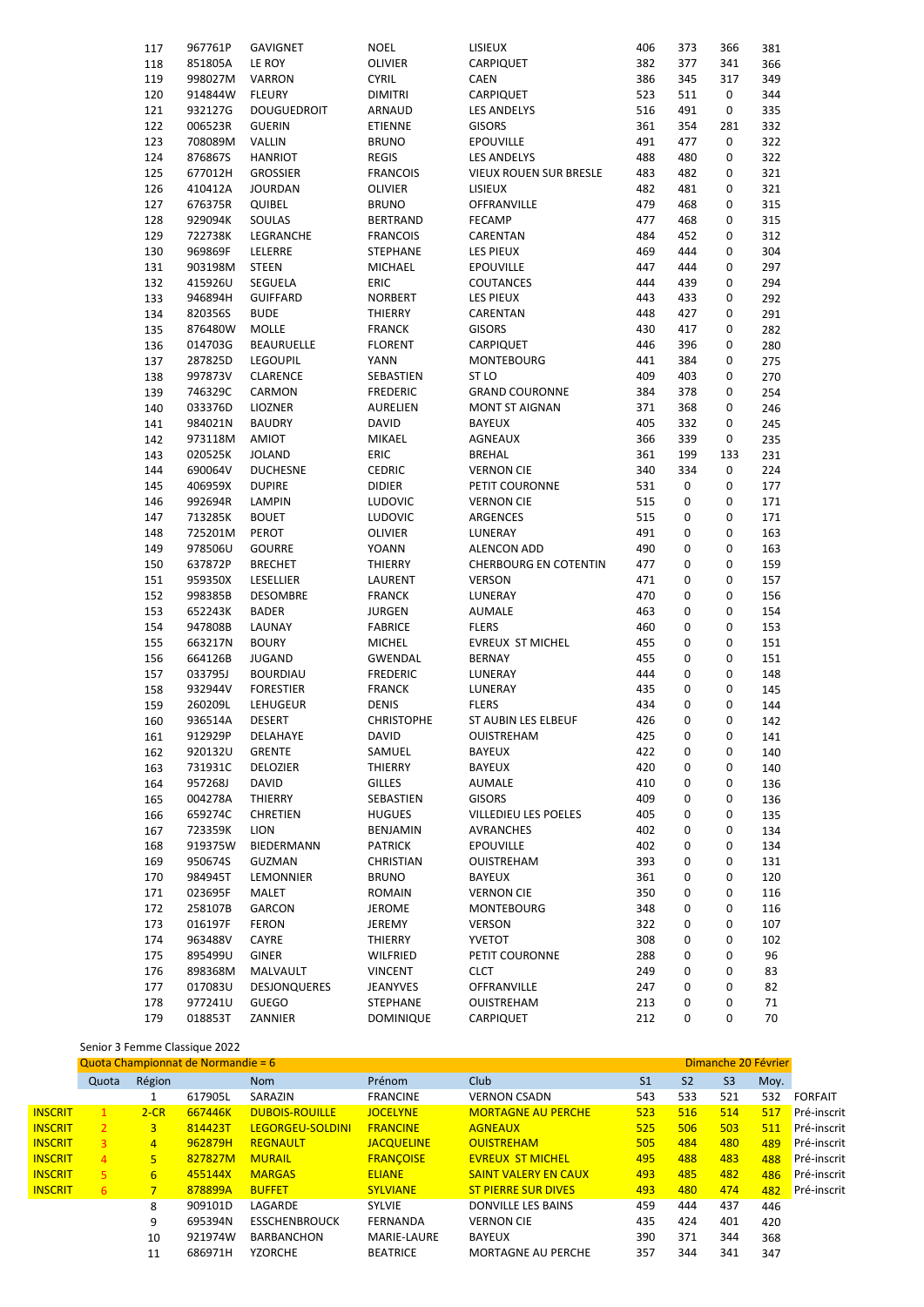| | | | | | | | | | |
|---|---|---|---|---|---|---|---|---|---|
| 117 | 967761P | GAVIGNET | NOEL | LISIEUX | 406 | 373 | 366 | 381 |
| 118 | 851805A | LE ROY | OLIVIER | CARPIQUET | 382 | 377 | 341 | 366 |
| 119 | 998027M | VARRON | CYRIL | CAEN | 386 | 345 | 317 | 349 |
| 120 | 914844W | FLEURY | DIMITRI | CARPIQUET | 523 | 511 | 0 | 344 |
| 121 | 932127G | DOUGUEDROIT | ARNAUD | LES ANDELYS | 516 | 491 | 0 | 335 |
| 122 | 006523R | GUERIN | ETIENNE | GISORS | 361 | 354 | 281 | 332 |
| 123 | 708089M | VALLIN | BRUNO | EPOUVILLE | 491 | 477 | 0 | 322 |
| 124 | 876867S | HANRIOT | REGIS | LES ANDELYS | 488 | 480 | 0 | 322 |
| 125 | 677012H | GROSSIER | FRANCOIS | VIEUX ROUEN SUR BRESLE | 483 | 482 | 0 | 321 |
| 126 | 410412A | JOURDAN | OLIVIER | LISIEUX | 482 | 481 | 0 | 321 |
| 127 | 676375R | QUIBEL | BRUNO | OFFRANVILLE | 479 | 468 | 0 | 315 |
| 128 | 929094K | SOULAS | BERTRAND | FECAMP | 477 | 468 | 0 | 315 |
| 129 | 722738K | LEGRANCHE | FRANCOIS | CARENTAN | 484 | 452 | 0 | 312 |
| 130 | 969869F | LELERRE | STEPHANE | LES PIEUX | 469 | 444 | 0 | 304 |
| 131 | 903198M | STEEN | MICHAEL | EPOUVILLE | 447 | 444 | 0 | 297 |
| 132 | 415926U | SEGUELA | ERIC | COUTANCES | 444 | 439 | 0 | 294 |
| 133 | 946894H | GUIFFARD | NORBERT | LES PIEUX | 443 | 433 | 0 | 292 |
| 134 | 820356S | BUDE | THIERRY | CARENTAN | 448 | 427 | 0 | 291 |
| 135 | 876480W | MOLLE | FRANCK | GISORS | 430 | 417 | 0 | 282 |
| 136 | 014703G | BEAURUELLE | FLORENT | CARPIQUET | 446 | 396 | 0 | 280 |
| 137 | 287825D | LEGOUPIL | YANN | MONTEBOURG | 441 | 384 | 0 | 275 |
| 138 | 997873V | CLARENCE | SEBASTIEN | ST LO | 409 | 403 | 0 | 270 |
| 139 | 746329C | CARMON | FREDERIC | GRAND COURONNE | 384 | 378 | 0 | 254 |
| 140 | 033376D | LIOZNER | AURELIEN | MONT ST AIGNAN | 371 | 368 | 0 | 246 |
| 141 | 984021N | BAUDRY | DAVID | BAYEUX | 405 | 332 | 0 | 245 |
| 142 | 973118M | AMIOT | MIKAEL | AGNEAUX | 366 | 339 | 0 | 235 |
| 143 | 020525K | JOLAND | ERIC | BREHAL | 361 | 199 | 133 | 231 |
| 144 | 690064V | DUCHESNE | CEDRIC | VERNON CIE | 340 | 334 | 0 | 224 |
| 145 | 406959X | DUPIRE | DIDIER | PETIT COURONNE | 531 | 0 | 0 | 177 |
| 146 | 992694R | LAMPIN | LUDOVIC | VERNON CIE | 515 | 0 | 0 | 171 |
| 147 | 713285K | BOUET | LUDOVIC | ARGENCES | 515 | 0 | 0 | 171 |
| 148 | 725201M | PEROT | OLIVIER | LUNERAY | 491 | 0 | 0 | 163 |
| 149 | 978506U | GOURRE | YOANN | ALENCON ADD | 490 | 0 | 0 | 163 |
| 150 | 637872P | BRECHET | THIERRY | CHERBOURG EN COTENTIN | 477 | 0 | 0 | 159 |
| 151 | 959350X | LESELLIER | LAURENT | VERSON | 471 | 0 | 0 | 157 |
| 152 | 998385B | DESOMBRE | FRANCK | LUNERAY | 470 | 0 | 0 | 156 |
| 153 | 652243K | BADER | JURGEN | AUMALE | 463 | 0 | 0 | 154 |
| 154 | 947808B | LAUNAY | FABRICE | FLERS | 460 | 0 | 0 | 153 |
| 155 | 663217N | BOURY | MICHEL | EVREUX ST MICHEL | 455 | 0 | 0 | 151 |
| 156 | 664126B | JUGAND | GWENDAL | BERNAY | 455 | 0 | 0 | 151 |
| 157 | 033795J | BOURDIAU | FREDERIC | LUNERAY | 444 | 0 | 0 | 148 |
| 158 | 932944V | FORESTIER | FRANCK | LUNERAY | 435 | 0 | 0 | 145 |
| 159 | 260209L | LEHUGEUR | DENIS | FLERS | 434 | 0 | 0 | 144 |
| 160 | 936514A | DESERT | CHRISTOPHE | ST AUBIN LES ELBEUF | 426 | 0 | 0 | 142 |
| 161 | 912929P | DELAHAYE | DAVID | OUISTREHAM | 425 | 0 | 0 | 141 |
| 162 | 920132U | GRENTE | SAMUEL | BAYEUX | 422 | 0 | 0 | 140 |
| 163 | 731931C | DELOZIER | THIERRY | BAYEUX | 420 | 0 | 0 | 140 |
| 164 | 957268J | DAVID | GILLES | AUMALE | 410 | 0 | 0 | 136 |
| 165 | 004278A | THIERRY | SEBASTIEN | GISORS | 409 | 0 | 0 | 136 |
| 166 | 659274C | CHRETIEN | HUGUES | VILLEDIEU LES POELES | 405 | 0 | 0 | 135 |
| 167 | 723359K | LION | BENJAMIN | AVRANCHES | 402 | 0 | 0 | 134 |
| 168 | 919375W | BIEDERMANN | PATRICK | EPOUVILLE | 402 | 0 | 0 | 134 |
| 169 | 950674S | GUZMAN | CHRISTIAN | OUISTREHAM | 393 | 0 | 0 | 131 |
| 170 | 984945T | LEMONNIER | BRUNO | BAYEUX | 361 | 0 | 0 | 120 |
| 171 | 023695F | MALET | ROMAIN | VERNON CIE | 350 | 0 | 0 | 116 |
| 172 | 258107B | GARCON | JEROME | MONTEBOURG | 348 | 0 | 0 | 116 |
| 173 | 016197F | FERON | JEREMY | VERSON | 322 | 0 | 0 | 107 |
| 174 | 963488V | CAYRE | THIERRY | YVETOT | 308 | 0 | 0 | 102 |
| 175 | 895499U | GINER | WILFRIED | PETIT COURONNE | 288 | 0 | 0 | 96 |
| 176 | 898368M | MALVAULT | VINCENT | CLCT | 249 | 0 | 0 | 83 |
| 177 | 017083U | DESJONQUERES | JEANYVES | OFFRANVILLE | 247 | 0 | 0 | 82 |
| 178 | 977241U | GUEGO | STEPHANE | OUISTREHAM | 213 | 0 | 0 | 71 |
| 179 | 018853T | ZANNIER | DOMINIQUE | CARPIQUET | 212 | 0 | 0 | 70 |

Senior 3 Femme Classique 2022

Quota Championnat de Normandie = 6 — Dimanche 20 Février

| | Quota | Région | | Nom | Prénom | Club | S1 | S2 | S3 | Moy. | |
|---|---|---|---|---|---|---|---|---|---|---|---|
| | | 1 | 617905L | SARAZIN | FRANCINE | VERNON CSADN | 543 | 533 | 521 | 532 | FORFAIT |
| INSCRIT | 1 | 2-CR | 667446K | DUBOIS-ROUILLE | JOCELYNE | MORTAGNE AU PERCHE | 523 | 516 | 514 | 517 | Pré-inscrit |
| INSCRIT | 2 | 3 | 814423T | LEGORGEU-SOLDINI | FRANCINE | AGNEAUX | 525 | 506 | 503 | 511 | Pré-inscrit |
| INSCRIT | 3 | 4 | 962879H | REGNAULT | JACQUELINE | OUISTREHAM | 505 | 484 | 480 | 489 | Pré-inscrit |
| INSCRIT | 4 | 5 | 827827M | MURAIL | FRANÇOISE | EVREUX ST MICHEL | 495 | 488 | 483 | 488 | Pré-inscrit |
| INSCRIT | 5 | 6 | 455144X | MARGAS | ELIANE | SAINT VALERY EN CAUX | 493 | 485 | 482 | 486 | Pré-inscrit |
| INSCRIT | 6 | 7 | 878899A | BUFFET | SYLVIANE | ST PIERRE SUR DIVES | 493 | 480 | 474 | 482 | Pré-inscrit |
| | | 8 | 909101D | LAGARDE | SYLVIE | DONVILLE LES BAINS | 459 | 444 | 437 | 446 | |
| | | 9 | 695394N | ESSCHENBROUCK | FERNANDA | VERNON CIE | 435 | 424 | 401 | 420 | |
| | | 10 | 921974W | BARBANCHON | MARIE-LAURE | BAYEUX | 390 | 371 | 344 | 368 | |
| | | 11 | 686971H | YZORCHE | BEATRICE | MORTAGNE AU PERCHE | 357 | 344 | 341 | 347 | |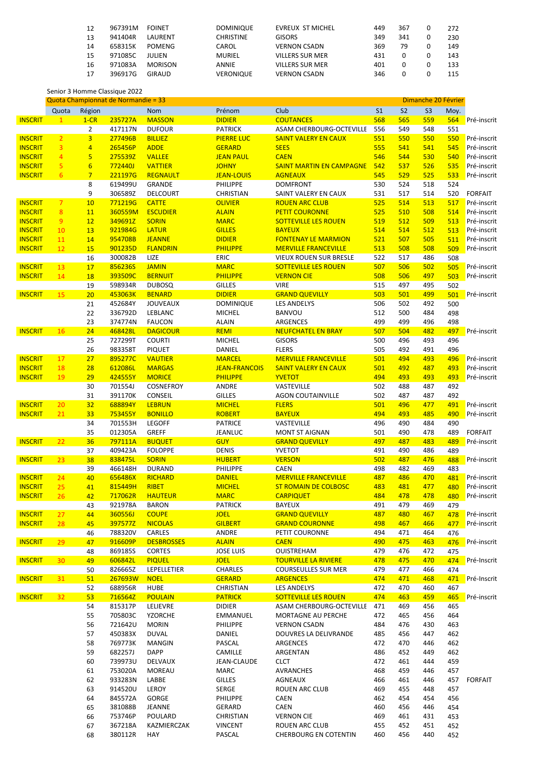| | | | | | | | | | | |
|---|---|---|---|---|---|---|---|---|---|---|
| | 12 | 967391M | FOINET | DOMINIQUE | EVREUX ST MICHEL | 449 | 367 | 0 | 272 | |
| | 13 | 941404R | LAURENT | CHRISTINE | GISORS | 349 | 341 | 0 | 230 | |
| | 14 | 658315K | POMENG | CAROL | VERNON CSADN | 369 | 79 | 0 | 149 | |
| | 15 | 971085C | JULIEN | MURIEL | VILLERS SUR MER | 431 | 0 | 0 | 143 | |
| | 16 | 971083A | MORISON | ANNIE | VILLERS SUR MER | 401 | 0 | 0 | 133 | |
| | 17 | 396917G | GIRAUD | VERONIQUE | VERNON CSADN | 346 | 0 | 0 | 115 | |

Senior 3 Homme Classique 2022

Quota Championnat de Normandie = 33 — Dimanche 20 Février

| | Quota | Région | | Nom | Prénom | Club | S1 | S2 | S3 | Moy. | |
|---|---|---|---|---|---|---|---|---|---|---|---|
| INSCRIT | 1 | 1-CR | 235727A | MASSON | DIDIER | COUTANCES | 568 | 565 | 559 | 564 | Pré-inscrit |
| | | 2 | 417117N | DUFOUR | PATRICK | ASAM CHERBOURG-OCTEVILLE | 556 | 549 | 548 | 551 | |
| INSCRIT | 2 | 3 | 277496B | BILLIEZ | PIERRE LUC | SAINT VALERY EN CAUX | 551 | 550 | 550 | 550 | Pré-inscrit |
| INSCRIT | 3 | 4 | 265456P | ADDE | GERARD | SEES | 555 | 541 | 541 | 545 | Pré-inscrit |
| INSCRIT | 4 | 5 | 275539Z | VALLEE | JEAN PAUL | CAEN | 546 | 544 | 530 | 540 | Pré-inscrit |
| INSCRIT | 5 | 6 | 772440J | VATTIER | JOHNY | SAINT MARTIN EN CAMPAGNE | 542 | 537 | 526 | 535 | Pré-inscrit |
| INSCRIT | 6 | 7 | 221197G | REGNAULT | JEAN-LOUIS | AGNEAUX | 545 | 529 | 525 | 533 | Pré-inscrit |
| | | 8 | 619499U | GRANDE | PHILIPPE | DOMFRONT | 530 | 524 | 518 | 524 | |
| | | 9 | 306589Z | DELCOURT | CHRISTIAN | SAINT VALERY EN CAUX | 531 | 517 | 514 | 520 | FORFAIT |
| INSCRIT | 7 | 10 | 771219G | CATTE | OLIVIER | ROUEN ARC CLUB | 525 | 514 | 513 | 517 | Pré-inscrit |
| INSCRIT | 8 | 11 | 360559M | ESCUDIER | ALAIN | PETIT COURONNE | 525 | 510 | 508 | 514 | Pré-inscrit |
| INSCRIT | 9 | 12 | 349691Z | SORIN | MARC | SOTTEVILLE LES ROUEN | 519 | 512 | 509 | 513 | Pré-inscrit |
| INSCRIT | 10 | 13 | 921984G | LATUR | GILLES | BAYEUX | 514 | 514 | 512 | 513 | Pré-inscrit |
| INSCRIT | 11 | 14 | 954708B | JEANNE | DIDIER | FONTENAY LE MARMION | 521 | 507 | 505 | 511 | Pré-inscrit |
| INSCRIT | 12 | 15 | 901235D | FLANDRIN | PHILIPPE | MERVILLE FRANCEVILLE | 513 | 508 | 508 | 509 | Pré-inscrit |
| | | 16 | 300082B | LIZE | ERIC | VIEUX ROUEN SUR BRESLE | 522 | 517 | 486 | 508 | |
| INSCRIT | 13 | 17 | 856236S | JAMIN | MARC | SOTTEVILLE LES ROUEN | 507 | 506 | 502 | 505 | Pré-inscrit |
| INSCRIT | 14 | 18 | 393509C | BERNUIT | PHILIPPE | VERNON CIE | 508 | 506 | 497 | 503 | Pré-inscrit |
| | | 19 | 598934R | DUBOSQ | GILLES | VIRE | 515 | 497 | 495 | 502 | |
| INSCRIT | 15 | 20 | 453063K | BENARD | DIDIER | GRAND QUEVILLY | 503 | 501 | 499 | 501 | Pré-inscrit |
| | | 21 | 452684Y | JOUVEAUX | DOMINIQUE | LES ANDELYS | 506 | 502 | 492 | 500 | |
| | | 22 | 336792D | LEBLANC | MICHEL | BANVOU | 512 | 500 | 484 | 498 | |
| | | 23 | 374774N | FAUCON | ALAIN | ARGENCES | 499 | 499 | 496 | 498 | |
| INSCRIT | 16 | 24 | 468428L | DAGICOUR | REMI | NEUFCHATEL EN BRAY | 507 | 504 | 482 | 497 | Pré-inscrit |
| | | 25 | 727299T | COURTI | MICHEL | GISORS | 500 | 496 | 493 | 496 | |
| | | 26 | 983358T | PIQUET | DANIEL | FLERS | 505 | 492 | 491 | 496 | |
| INSCRIT | 17 | 27 | 895277C | VAUTIER | MARCEL | MERVILLE FRANCEVILLE | 501 | 494 | 493 | 496 | Pré-inscrit |
| INSCRIT | 18 | 28 | 612086L | MARGAS | JEAN-FRANCOIS | SAINT VALERY EN CAUX | 501 | 492 | 487 | 493 | Pré-inscrit |
| INSCRIT | 19 | 29 | 424555Y | MORICE | PHILIPPE | YVETOT | 494 | 493 | 493 | 493 | Pré-inscrit |
| | | 30 | 701554J | COSNEFROY | ANDRE | VASTEVILLE | 502 | 488 | 487 | 492 | |
| | | 31 | 391170K | CONSEIL | GILLES | AGON COUTAINVILLE | 502 | 487 | 487 | 492 | |
| INSCRIT | 20 | 32 | 688894Y | LEBRUN | MICHEL | FLERS | 501 | 496 | 477 | 491 | Pré-inscrit |
| INSCRIT | 21 | 33 | 753455Y | BONILLO | ROBERT | BAYEUX | 494 | 493 | 485 | 490 | Pré-inscrit |
| | | 34 | 701553H | LEGOFF | PATRICE | VASTEVILLE | 496 | 490 | 484 | 490 | |
| | | 35 | 012305A | GREFF | JEANLUC | MONT ST AIGNAN | 501 | 490 | 478 | 489 | FORFAIT |
| INSCRIT | 22 | 36 | 797111A | BUQUET | GUY | GRAND QUEVILLY | 497 | 487 | 483 | 489 | Pré-inscrit |
| | | 37 | 409423A | FOLOPPE | DENIS | YVETOT | 491 | 490 | 486 | 489 | |
| INSCRIT | 23 | 38 | 838475L | SORIN | HUBERT | VERSON | 502 | 487 | 476 | 488 | Pré-inscrit |
| | | 39 | 466148H | DURAND | PHILIPPE | CAEN | 498 | 482 | 469 | 483 | |
| INSCRIT | 24 | 40 | 656486X | RICHARD | DANIEL | MERVILLE FRANCEVILLE | 487 | 486 | 470 | 481 | Pré-inscrit |
| INSCRIT | 25 | 41 | 815449H | RIBET | MICHEL | ST ROMAIN DE COLBOSC | 483 | 481 | 477 | 480 | Pré-inscrit |
| INSCRIT | 26 | 42 | 717062R | HAUTEUR | MARC | CARPIQUET | 484 | 478 | 478 | 480 | Pré-inscrit |
| | | 43 | 921978A | BARON | PATRICK | BAYEUX | 491 | 479 | 469 | 479 | |
| INSCRIT | 27 | 44 | 360556J | COUPE | JOEL | GRAND QUEVILLY | 487 | 480 | 467 | 478 | Pré-inscrit |
| INSCRIT | 28 | 45 | 397577Z | NICOLAS | GILBERT | GRAND COURONNE | 498 | 467 | 466 | 477 | Pré-inscrit |
| | | 46 | 788320V | CARLES | ANDRE | PETIT COURONNE | 494 | 471 | 464 | 476 | |
| INSCRIT | 29 | 47 | 916609P | DESBROSSES | ALAIN | CAEN | 490 | 475 | 463 | 476 | Pré-inscrit |
| | | 48 | 869185S | CORTES | JOSE LUIS | OUISTREHAM | 479 | 476 | 472 | 475 | |
| INSCRIT | 30 | 49 | 606842L | PIQUEL | JOEL | TOURVILLE LA RIVIERE | 478 | 475 | 470 | 474 | Pré-Inscrit |
| | | 50 | 826665Z | LEPELLETIER | CHARLES | COURSEULLES SUR MER | 479 | 477 | 466 | 474 | |
| INSCRIT | 31 | 51 | 267693W | NOEL | GERARD | ARGENCES | 474 | 471 | 468 | 471 | Pré-Inscrit |
| | | 52 | 688956R | HUBE | CHRISTIAN | LES ANDELYS | 472 | 470 | 460 | 467 | |
| INSCRIT | 32 | 53 | 716564Z | POULAIN | PATRICK | SOTTEVILLE LES ROUEN | 474 | 463 | 459 | 465 | Pré-inscrit |
| | | 54 | 815317P | LELIEVRE | DIDIER | ASAM CHERBOURG-OCTEVILLE | 471 | 469 | 456 | 465 | |
| | | 55 | 705803C | YZORCHE | EMMANUEL | MORTAGNE AU PERCHE | 472 | 465 | 456 | 464 | |
| | | 56 | 721642U | MORIN | PHILIPPE | VERNON CSADN | 484 | 476 | 430 | 463 | |
| | | 57 | 450383X | DUVAL | DANIEL | DOUVRES LA DELIVRANDE | 485 | 456 | 447 | 462 | |
| | | 58 | 769773K | MANGIN | PASCAL | ARGENCES | 472 | 470 | 446 | 462 | |
| | | 59 | 682257J | DAPP | CAMILLE | ARGENTAN | 486 | 452 | 449 | 462 | |
| | | 60 | 739973U | DELVAUX | JEAN-CLAUDE | CLCT | 472 | 461 | 444 | 459 | |
| | | 61 | 753020A | MOREAU | MARC | AVRANCHES | 468 | 459 | 446 | 457 | |
| | | 62 | 933283N | LABBE | GILLES | AGNEAUX | 466 | 461 | 446 | 457 | FORFAIT |
| | | 63 | 914520U | LEROY | SERGE | ROUEN ARC CLUB | 469 | 455 | 448 | 457 | |
| | | 64 | 845572A | GORGE | PHILIPPE | CAEN | 462 | 454 | 454 | 456 | |
| | | 65 | 381088B | JEANNE | GERARD | CAEN | 460 | 456 | 446 | 454 | |
| | | 66 | 753746P | POULARD | CHRISTIAN | VERNON CIE | 469 | 461 | 431 | 453 | |
| | | 67 | 367218A | KAZMIERCZAK | VINCENT | ROUEN ARC CLUB | 455 | 452 | 451 | 452 | |
| | | 68 | 380112R | HAY | PASCAL | CHERBOURG EN COTENTIN | 460 | 456 | 440 | 452 | |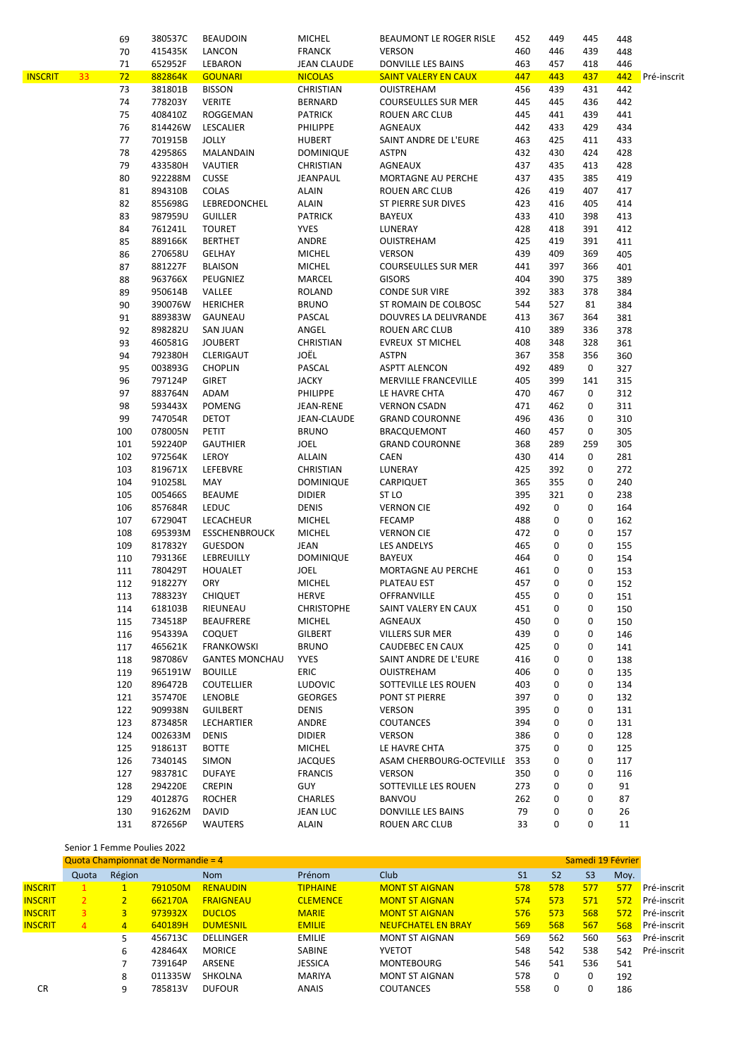| | | | | | | | | | | | |
|---|---|---|---|---|---|---|---|---|---|---|---|
| | | 69 | 380537C | BEAUDOIN | MICHEL | BEAUMONT LE ROGER RISLE | 452 | 449 | 445 | 448 | |
| | | 70 | 415435K | LANCON | FRANCK | VERSON | 460 | 446 | 439 | 448 | |
| | | 71 | 652952F | LEBARON | JEAN CLAUDE | DONVILLE LES BAINS | 463 | 457 | 418 | 446 | |
| INSCRIT | 33 | 72 | 882864K | GOUNARI | NICOLAS | SAINT VALERY EN CAUX | 447 | 443 | 437 | 442 | Pré-inscrit |
| | | 73 | 381801B | BISSON | CHRISTIAN | OUISTREHAM | 456 | 439 | 431 | 442 | |
| | | 74 | 778203Y | VERITE | BERNARD | COURSEULLES SUR MER | 445 | 445 | 436 | 442 | |
| | | 75 | 408410Z | ROGGEMAN | PATRICK | ROUEN ARC CLUB | 445 | 441 | 439 | 441 | |
| | | 76 | 814426W | LESCALIER | PHILIPPE | AGNEAUX | 442 | 433 | 429 | 434 | |
| | | 77 | 701915B | JOLLY | HUBERT | SAINT ANDRE DE L'EURE | 463 | 425 | 411 | 433 | |
| | | 78 | 429586S | MALANDAIN | DOMINIQUE | ASTPN | 432 | 430 | 424 | 428 | |
| | | 79 | 433580H | VAUTIER | CHRISTIAN | AGNEAUX | 437 | 435 | 413 | 428 | |
| | | 80 | 922288M | CUSSE | JEANPAUL | MORTAGNE AU PERCHE | 437 | 435 | 385 | 419 | |
| | | 81 | 894310B | COLAS | ALAIN | ROUEN ARC CLUB | 426 | 419 | 407 | 417 | |
| | | 82 | 855698G | LEBREDONCHEL | ALAIN | ST PIERRE SUR DIVES | 423 | 416 | 405 | 414 | |
| | | 83 | 987959U | GUILLER | PATRICK | BAYEUX | 433 | 410 | 398 | 413 | |
| | | 84 | 761241L | TOURET | YVES | LUNERAY | 428 | 418 | 391 | 412 | |
| | | 85 | 889166K | BERTHET | ANDRE | OUISTREHAM | 425 | 419 | 391 | 411 | |
| | | 86 | 270658U | GELHAY | MICHEL | VERSON | 439 | 409 | 369 | 405 | |
| | | 87 | 881227F | BLAISON | MICHEL | COURSEULLES SUR MER | 441 | 397 | 366 | 401 | |
| | | 88 | 963766X | PEUGNIEZ | MARCEL | GISORS | 404 | 390 | 375 | 389 | |
| | | 89 | 950614B | VALLEE | ROLAND | CONDE SUR VIRE | 392 | 383 | 378 | 384 | |
| | | 90 | 390076W | HERICHER | BRUNO | ST ROMAIN DE COLBOSC | 544 | 527 | 81 | 384 | |
| | | 91 | 889383W | GAUNEAU | PASCAL | DOUVRES LA DELIVRANDE | 413 | 367 | 364 | 381 | |
| | | 92 | 898282U | SAN JUAN | ANGEL | ROUEN ARC CLUB | 410 | 389 | 336 | 378 | |
| | | 93 | 460581G | JOUBERT | CHRISTIAN | EVREUX ST MICHEL | 408 | 348 | 328 | 361 | |
| | | 94 | 792380H | CLERIGAUT | JOËL | ASTPN | 367 | 358 | 356 | 360 | |
| | | 95 | 003893G | CHOPLIN | PASCAL | ASPTT ALENCON | 492 | 489 | 0 | 327 | |
| | | 96 | 797124P | GIRET | JACKY | MERVILLE FRANCEVILLE | 405 | 399 | 141 | 315 | |
| | | 97 | 883764N | ADAM | PHILIPPE | LE HAVRE CHTA | 470 | 467 | 0 | 312 | |
| | | 98 | 593443X | POMENG | JEAN-RENE | VERNON CSADN | 471 | 462 | 0 | 311 | |
| | | 99 | 747054R | DETOT | JEAN-CLAUDE | GRAND COURONNE | 496 | 436 | 0 | 310 | |
| | | 100 | 078005N | PETIT | BRUNO | BRACQUEMONT | 460 | 457 | 0 | 305 | |
| | | 101 | 592240P | GAUTHIER | JOEL | GRAND COURONNE | 368 | 289 | 259 | 305 | |
| | | 102 | 972564K | LEROY | ALLAIN | CAEN | 430 | 414 | 0 | 281 | |
| | | 103 | 819671X | LEFEBVRE | CHRISTIAN | LUNERAY | 425 | 392 | 0 | 272 | |
| | | 104 | 910258L | MAY | DOMINIQUE | CARPIQUET | 365 | 355 | 0 | 240 | |
| | | 105 | 005466S | BEAUME | DIDIER | ST LO | 395 | 321 | 0 | 238 | |
| | | 106 | 857684R | LEDUC | DENIS | VERNON CIE | 492 | 0 | 0 | 164 | |
| | | 107 | 672904T | LECACHEUR | MICHEL | FECAMP | 488 | 0 | 0 | 162 | |
| | | 108 | 695393M | ESSCHENBROUCK | MICHEL | VERNON CIE | 472 | 0 | 0 | 157 | |
| | | 109 | 817832Y | GUESDON | JEAN | LES ANDELYS | 465 | 0 | 0 | 155 | |
| | | 110 | 793136E | LEBREUILLY | DOMINIQUE | BAYEUX | 464 | 0 | 0 | 154 | |
| | | 111 | 780429T | HOUALET | JOEL | MORTAGNE AU PERCHE | 461 | 0 | 0 | 153 | |
| | | 112 | 918227Y | ORY | MICHEL | PLATEAU EST | 457 | 0 | 0 | 152 | |
| | | 113 | 788323Y | CHIQUET | HERVE | OFFRANVILLE | 455 | 0 | 0 | 151 | |
| | | 114 | 618103B | RIEUNEAU | CHRISTOPHE | SAINT VALERY EN CAUX | 451 | 0 | 0 | 150 | |
| | | 115 | 734518P | BEAUFRERE | MICHEL | AGNEAUX | 450 | 0 | 0 | 150 | |
| | | 116 | 954339A | COQUET | GILBERT | VILLERS SUR MER | 439 | 0 | 0 | 146 | |
| | | 117 | 465621K | FRANKOWSKI | BRUNO | CAUDEBEC EN CAUX | 425 | 0 | 0 | 141 | |
| | | 118 | 987086V | GANTES MONCHAU | YVES | SAINT ANDRE DE L'EURE | 416 | 0 | 0 | 138 | |
| | | 119 | 965191W | BOUILLE | ERIC | OUISTREHAM | 406 | 0 | 0 | 135 | |
| | | 120 | 896472B | COUTELLIER | LUDOVIC | SOTTEVILLE LES ROUEN | 403 | 0 | 0 | 134 | |
| | | 121 | 357470E | LENOBLE | GEORGES | PONT ST PIERRE | 397 | 0 | 0 | 132 | |
| | | 122 | 909938N | GUILBERT | DENIS | VERSON | 395 | 0 | 0 | 131 | |
| | | 123 | 873485R | LECHARTIER | ANDRE | COUTANCES | 394 | 0 | 0 | 131 | |
| | | 124 | 002633M | DENIS | DIDIER | VERSON | 386 | 0 | 0 | 128 | |
| | | 125 | 918613T | BOTTE | MICHEL | LE HAVRE CHTA | 375 | 0 | 0 | 125 | |
| | | 126 | 734014S | SIMON | JACQUES | ASAM CHERBOURG-OCTEVILLE | 353 | 0 | 0 | 117 | |
| | | 127 | 983781C | DUFAYE | FRANCIS | VERSON | 350 | 0 | 0 | 116 | |
| | | 128 | 294220E | CREPIN | GUY | SOTTEVILLE LES ROUEN | 273 | 0 | 0 | 91 | |
| | | 129 | 401287G | ROCHER | CHARLES | BANVOU | 262 | 0 | 0 | 87 | |
| | | 130 | 916262M | DAVID | JEAN LUC | DONVILLE LES BAINS | 79 | 0 | 0 | 26 | |
| | | 131 | 872656P | WAUTERS | ALAIN | ROUEN ARC CLUB | 33 | 0 | 0 | 11 | |

Senior 1 Femme Poulies 2022

Quota Championnat de Normandie = 4 — Samedi 19 Février

| | Quota | Région | | Nom | Prénom | Club | S1 | S2 | S3 | Moy. | |
|---|---|---|---|---|---|---|---|---|---|---|---|
| INSCRIT | 1 | 1 | 791050M | RENAUDIN | TIPHAINE | MONT ST AIGNAN | 578 | 578 | 577 | 577 | Pré-inscrit |
| INSCRIT | 2 | 2 | 662170A | FRAIGNEAU | CLEMENCE | MONT ST AIGNAN | 574 | 573 | 571 | 572 | Pré-inscrit |
| INSCRIT | 3 | 3 | 973932X | DUCLOS | MARIE | MONT ST AIGNAN | 576 | 573 | 568 | 572 | Pré-inscrit |
| INSCRIT | 4 | 4 | 640189H | DUMESNIL | EMILIE | NEUFCHATEL EN BRAY | 569 | 568 | 567 | 568 | Pré-inscrit |
| | | 5 | 456713C | DELLINGER | EMILIE | MONT ST AIGNAN | 569 | 562 | 560 | 563 | Pré-inscrit |
| | | 6 | 428464X | MORICE | SABINE | YVETOT | 548 | 542 | 538 | 542 | Pré-inscrit |
| | | 7 | 739164P | ARSENE | JESSICA | MONTEBOURG | 546 | 541 | 536 | 541 | |
| | | 8 | 011335W | SHKOLNA | MARIYA | MONT ST AIGNAN | 578 | 0 | 0 | 192 | |
| CR | | 9 | 785813V | DUFOUR | ANAIS | COUTANCES | 558 | 0 | 0 | 186 | |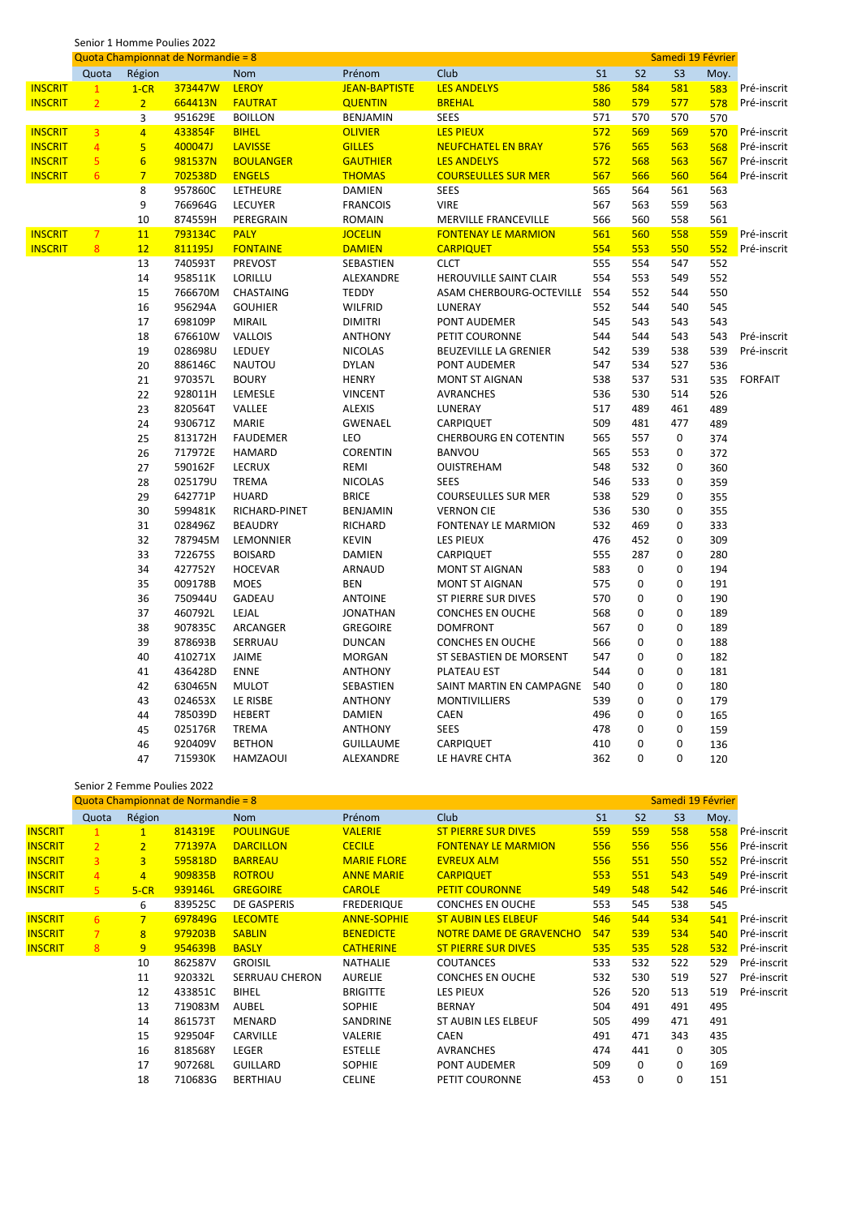Senior 1 Homme Poulies 2022

| | Quota Championnat de Normandie = 8 | | | | | | | | | Samedi 19 Février | |
|---|---|---|---|---|---|---|---|---|---|---|---|
| | Quota | Région | | Nom | Prénom | Club | S1 | S2 | S3 | Moy. | |
| INSCRIT | 1 | 1-CR | 373447W | LEROY | JEAN-BAPTISTE | LES ANDELYS | 586 | 584 | 581 | 583 | Pré-inscrit |
| INSCRIT | 2 | 2 | 664413N | FAUTRAT | QUENTIN | BREHAL | 580 | 579 | 577 | 578 | Pré-inscrit |
| | | 3 | 951629E | BOILLON | BENJAMIN | SEES | 571 | 570 | 570 | 570 | |
| INSCRIT | 3 | 4 | 433854F | BIHEL | OLIVIER | LES PIEUX | 572 | 569 | 569 | 570 | Pré-inscrit |
| INSCRIT | 4 | 5 | 400047J | LAVISSE | GILLES | NEUFCHATEL EN BRAY | 576 | 565 | 563 | 568 | Pré-inscrit |
| INSCRIT | 5 | 6 | 981537N | BOULANGER | GAUTHIER | LES ANDELYS | 572 | 568 | 563 | 567 | Pré-inscrit |
| INSCRIT | 6 | 7 | 702538D | ENGELS | THOMAS | COURSEULLES SUR MER | 567 | 566 | 560 | 564 | Pré-inscrit |
| | | 8 | 957860C | LETHEURE | DAMIEN | SEES | 565 | 564 | 561 | 563 | |
| | | 9 | 766964G | LECUYER | FRANCOIS | VIRE | 567 | 563 | 559 | 563 | |
| | | 10 | 874559H | PEREGRAIN | ROMAIN | MERVILLE FRANCEVILLE | 566 | 560 | 558 | 561 | |
| INSCRIT | 7 | 11 | 793134C | PALY | JOCELIN | FONTENAY LE MARMION | 561 | 560 | 558 | 559 | Pré-inscrit |
| INSCRIT | 8 | 12 | 811195J | FONTAINE | DAMIEN | CARPIQUET | 554 | 553 | 550 | 552 | Pré-inscrit |
| | | 13 | 740593T | PREVOST | SEBASTIEN | CLCT | 555 | 554 | 547 | 552 | |
| | | 14 | 958511K | LORILLU | ALEXANDRE | HEROUVILLE SAINT CLAIR | 554 | 553 | 549 | 552 | |
| | | 15 | 766670M | CHASTAING | TEDDY | ASAM CHERBOURG-OCTEVILLE | 554 | 552 | 544 | 550 | |
| | | 16 | 956294A | GOUHIER | WILFRID | LUNERAY | 552 | 544 | 540 | 545 | |
| | | 17 | 698109P | MIRAIL | DIMITRI | PONT AUDEMER | 545 | 543 | 543 | 543 | |
| | | 18 | 676610W | VALLOIS | ANTHONY | PETIT COURONNE | 544 | 544 | 543 | 543 | Pré-inscrit |
| | | 19 | 028698U | LEDUEY | NICOLAS | BEUZEVILLE LA GRENIER | 542 | 539 | 538 | 539 | Pré-inscrit |
| | | 20 | 886146C | NAUTOU | DYLAN | PONT AUDEMER | 547 | 534 | 527 | 536 | |
| | | 21 | 970357L | BOURY | HENRY | MONT ST AIGNAN | 538 | 537 | 531 | 535 | FORFAIT |
| | | 22 | 928011H | LEMESLE | VINCENT | AVRANCHES | 536 | 530 | 514 | 526 | |
| | | 23 | 820564T | VALLEE | ALEXIS | LUNERAY | 517 | 489 | 461 | 489 | |
| | | 24 | 930671Z | MARIE | GWENAEL | CARPIQUET | 509 | 481 | 477 | 489 | |
| | | 25 | 813172H | FAUDEMER | LEO | CHERBOURG EN COTENTIN | 565 | 557 | 0 | 374 | |
| | | 26 | 717972E | HAMARD | CORENTIN | BANVOU | 565 | 553 | 0 | 372 | |
| | | 27 | 590162F | LECRUX | REMI | OUISTREHAM | 548 | 532 | 0 | 360 | |
| | | 28 | 025179U | TREMA | NICOLAS | SEES | 546 | 533 | 0 | 359 | |
| | | 29 | 642771P | HUARD | BRICE | COURSEULLES SUR MER | 538 | 529 | 0 | 355 | |
| | | 30 | 599481K | RICHARD-PINET | BENJAMIN | VERNON CIE | 536 | 530 | 0 | 355 | |
| | | 31 | 028496Z | BEAUDRY | RICHARD | FONTENAY LE MARMION | 532 | 469 | 0 | 333 | |
| | | 32 | 787945M | LEMONNIER | KEVIN | LES PIEUX | 476 | 452 | 0 | 309 | |
| | | 33 | 722675S | BOISARD | DAMIEN | CARPIQUET | 555 | 287 | 0 | 280 | |
| | | 34 | 427752Y | HOCEVAR | ARNAUD | MONT ST AIGNAN | 583 | 0 | 0 | 194 | |
| | | 35 | 009178B | MOES | BEN | MONT ST AIGNAN | 575 | 0 | 0 | 191 | |
| | | 36 | 750944U | GADEAU | ANTOINE | ST PIERRE SUR DIVES | 570 | 0 | 0 | 190 | |
| | | 37 | 460792L | LEJAL | JONATHAN | CONCHES EN OUCHE | 568 | 0 | 0 | 189 | |
| | | 38 | 907835C | ARCANGER | GREGOIRE | DOMFRONT | 567 | 0 | 0 | 189 | |
| | | 39 | 878693B | SERRUAU | DUNCAN | CONCHES EN OUCHE | 566 | 0 | 0 | 188 | |
| | | 40 | 410271X | JAIME | MORGAN | ST SEBASTIEN DE MORSENT | 547 | 0 | 0 | 182 | |
| | | 41 | 436428D | ENNE | ANTHONY | PLATEAU EST | 544 | 0 | 0 | 181 | |
| | | 42 | 630465N | MULOT | SEBASTIEN | SAINT MARTIN EN CAMPAGNE | 540 | 0 | 0 | 180 | |
| | | 43 | 024653X | LE RISBE | ANTHONY | MONTIVILLIERS | 539 | 0 | 0 | 179 | |
| | | 44 | 785039D | HEBERT | DAMIEN | CAEN | 496 | 0 | 0 | 165 | |
| | | 45 | 025176R | TREMA | ANTHONY | SEES | 478 | 0 | 0 | 159 | |
| | | 46 | 920409V | BETHON | GUILLAUME | CARPIQUET | 410 | 0 | 0 | 136 | |
| | | 47 | 715930K | HAMZAOUI | ALEXANDRE | LE HAVRE CHTA | 362 | 0 | 0 | 120 | |

Senior 2 Femme Poulies 2022

| | Quota Championnat de Normandie = 8 | | | | | | | | | Samedi 19 Février | |
|---|---|---|---|---|---|---|---|---|---|---|---|
| | Quota | Région | | Nom | Prénom | Club | S1 | S2 | S3 | Moy. | |
| INSCRIT | 1 | 1 | 814319E | POULINGUE | VALERIE | ST PIERRE SUR DIVES | 559 | 559 | 558 | 558 | Pré-inscrit |
| INSCRIT | 2 | 2 | 771397A | DARCILLON | CECILE | FONTENAY LE MARMION | 556 | 556 | 556 | 556 | Pré-inscrit |
| INSCRIT | 3 | 3 | 595818D | BARREAU | MARIE FLORE | EVREUX ALM | 556 | 551 | 550 | 552 | Pré-inscrit |
| INSCRIT | 4 | 4 | 909835B | ROTROU | ANNE MARIE | CARPIQUET | 553 | 551 | 543 | 549 | Pré-inscrit |
| INSCRIT | 5 | 5-CR | 939146L | GREGOIRE | CAROLE | PETIT COURONNE | 549 | 548 | 542 | 546 | Pré-inscrit |
| | | 6 | 839525C | DE GASPERIS | FREDERIQUE | CONCHES EN OUCHE | 553 | 545 | 538 | 545 | |
| INSCRIT | 6 | 7 | 697849G | LECOMTE | ANNE-SOPHIE | ST AUBIN LES ELBEUF | 546 | 544 | 534 | 541 | Pré-inscrit |
| INSCRIT | 7 | 8 | 979203B | SABLIN | BENEDICTE | NOTRE DAME DE GRAVENCHO | 547 | 539 | 534 | 540 | Pré-inscrit |
| INSCRIT | 8 | 9 | 954639B | BASLY | CATHERINE | ST PIERRE SUR DIVES | 535 | 535 | 528 | 532 | Pré-inscrit |
| | | 10 | 862587V | GROISIL | NATHALIE | COUTANCES | 533 | 532 | 522 | 529 | Pré-inscrit |
| | | 11 | 920332L | SERRUAU CHERON | AURELIE | CONCHES EN OUCHE | 532 | 530 | 519 | 527 | Pré-inscrit |
| | | 12 | 433851C | BIHEL | BRIGITTE | LES PIEUX | 526 | 520 | 513 | 519 | Pré-inscrit |
| | | 13 | 719083M | AUBEL | SOPHIE | BERNAY | 504 | 491 | 491 | 495 | |
| | | 14 | 861573T | MENARD | SANDRINE | ST AUBIN LES ELBEUF | 505 | 499 | 471 | 491 | |
| | | 15 | 929504F | CARVILLE | VALERIE | CAEN | 491 | 471 | 343 | 435 | |
| | | 16 | 818568Y | LEGER | ESTELLE | AVRANCHES | 474 | 441 | 0 | 305 | |
| | | 17 | 907268L | GUILLARD | SOPHIE | PONT AUDEMER | 509 | 0 | 0 | 169 | |
| | | 18 | 710683G | BERTHIAU | CELINE | PETIT COURONNE | 453 | 0 | 0 | 151 | |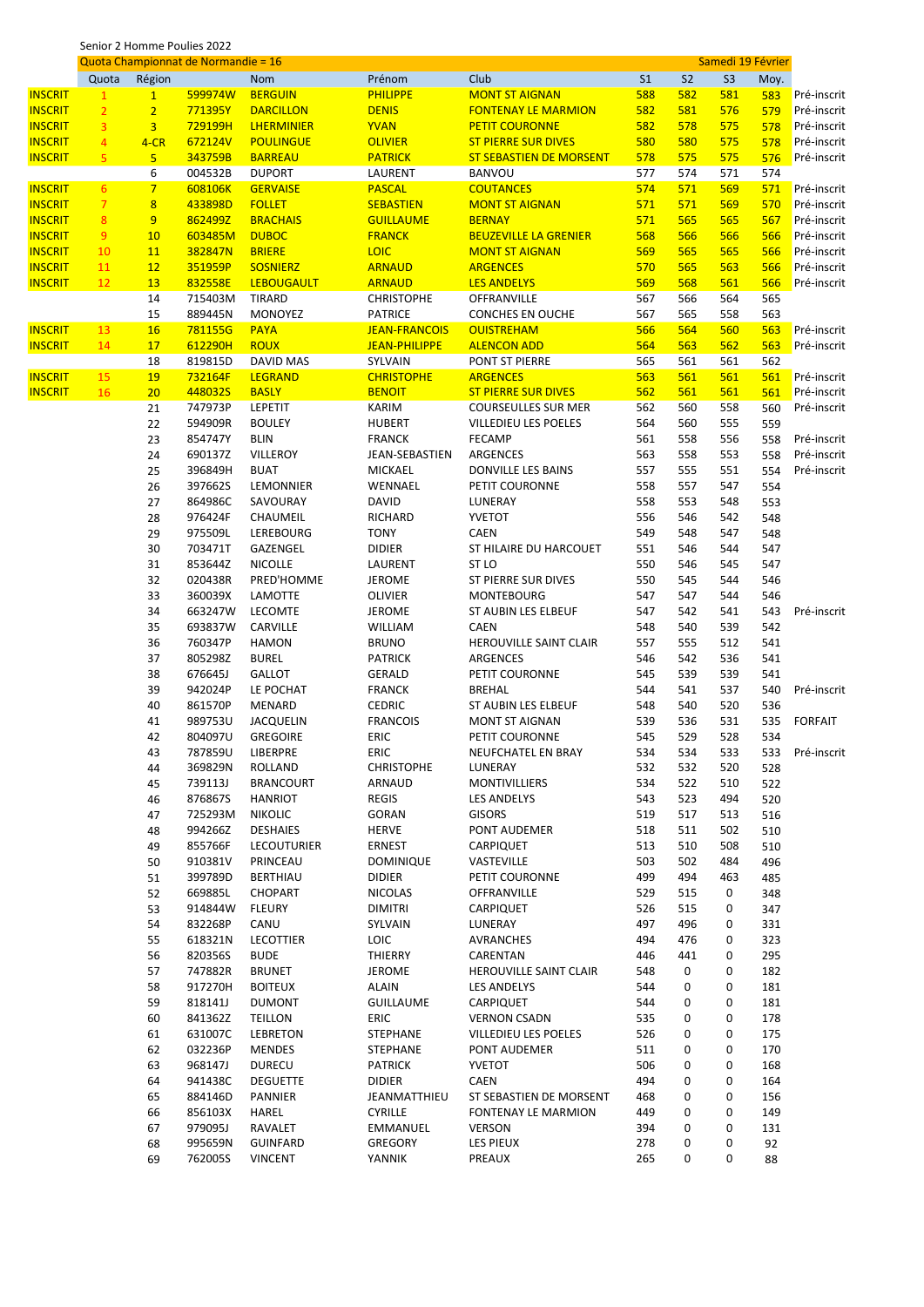Senior 2 Homme Poulies 2022

Quota Championnat de Normandie = 16 — Samedi 19 Février

| | Quota | Région | | Nom | Prénom | Club | S1 | S2 | S3 | Moy. | |
|---|---|---|---|---|---|---|---|---|---|---|---|
| INSCRIT | 1 | 1 | 599974W | BERGUIN | PHILIPPE | MONT ST AIGNAN | 588 | 582 | 581 | 583 | Pré-inscrit |
| INSCRIT | 2 | 2 | 771395Y | DARCILLON | DENIS | FONTENAY LE MARMION | 582 | 581 | 576 | 579 | Pré-inscrit |
| INSCRIT | 3 | 3 | 729199H | LHERMINIER | YVAN | PETIT COURONNE | 582 | 578 | 575 | 578 | Pré-inscrit |
| INSCRIT | 4 | 4-CR | 672124V | POULINGUE | OLIVIER | ST PIERRE SUR DIVES | 580 | 580 | 575 | 578 | Pré-inscrit |
| INSCRIT | 5 | 5 | 343759B | BARREAU | PATRICK | ST SEBASTIEN DE MORSENT | 578 | 575 | 575 | 576 | Pré-inscrit |
| | | 6 | 004532B | DUPORT | LAURENT | BANVOU | 577 | 574 | 571 | 574 | |
| INSCRIT | 6 | 7 | 608106K | GERVAISE | PASCAL | COUTANCES | 574 | 571 | 569 | 571 | Pré-inscrit |
| INSCRIT | 7 | 8 | 433898D | FOLLET | SEBASTIEN | MONT ST AIGNAN | 571 | 571 | 569 | 570 | Pré-inscrit |
| INSCRIT | 8 | 9 | 862499Z | BRACHAIS | GUILLAUME | BERNAY | 571 | 565 | 565 | 567 | Pré-inscrit |
| INSCRIT | 9 | 10 | 603485M | DUBOC | FRANCK | BEUZEVILLE LA GRENIER | 568 | 566 | 566 | 566 | Pré-inscrit |
| INSCRIT | 10 | 11 | 382847N | BRIERE | LOIC | MONT ST AIGNAN | 569 | 565 | 565 | 566 | Pré-inscrit |
| INSCRIT | 11 | 12 | 351959P | SOSNIERZ | ARNAUD | ARGENCES | 570 | 565 | 563 | 566 | Pré-inscrit |
| INSCRIT | 12 | 13 | 832558E | LEBOUGAULT | ARNAUD | LES ANDELYS | 569 | 568 | 561 | 566 | Pré-inscrit |
| | | 14 | 715403M | TIRARD | CHRISTOPHE | OFFRANVILLE | 567 | 566 | 564 | 565 | |
| | | 15 | 889445N | MONOYEZ | PATRICE | CONCHES EN OUCHE | 567 | 565 | 558 | 563 | |
| INSCRIT | 13 | 16 | 781155G | PAYA | JEAN-FRANCOIS | OUISTREHAM | 566 | 564 | 560 | 563 | Pré-inscrit |
| INSCRIT | 14 | 17 | 612290H | ROUX | JEAN-PHILIPPE | ALENCON ADD | 564 | 563 | 562 | 563 | Pré-inscrit |
| | | 18 | 819815D | DAVID MAS | SYLVAIN | PONT ST PIERRE | 565 | 561 | 561 | 562 | |
| INSCRIT | 15 | 19 | 732164F | LEGRAND | CHRISTOPHE | ARGENCES | 563 | 561 | 561 | 561 | Pré-inscrit |
| INSCRIT | 16 | 20 | 448032S | BASLY | BENOIT | ST PIERRE SUR DIVES | 562 | 561 | 561 | 561 | Pré-inscrit |
| | | 21 | 747973P | LEPETIT | KARIM | COURSEULLES SUR MER | 562 | 560 | 558 | 560 | Pré-inscrit |
| | | 22 | 594909R | BOULEY | HUBERT | VILLEDIEU LES POELES | 564 | 560 | 555 | 559 | |
| | | 23 | 854747Y | BLIN | FRANCK | FECAMP | 561 | 558 | 556 | 558 | Pré-inscrit |
| | | 24 | 690137Z | VILLEROY | JEAN-SEBASTIEN | ARGENCES | 563 | 558 | 553 | 558 | Pré-inscrit |
| | | 25 | 396849H | BUAT | MICKAEL | DONVILLE LES BAINS | 557 | 555 | 551 | 554 | Pré-inscrit |
| | | 26 | 397662S | LEMONNIER | WENNAEL | PETIT COURONNE | 558 | 557 | 547 | 554 | |
| | | 27 | 864986C | SAVOURAY | DAVID | LUNERAY | 558 | 553 | 548 | 553 | |
| | | 28 | 976424F | CHAUMEIL | RICHARD | YVETOT | 556 | 546 | 542 | 548 | |
| | | 29 | 975509L | LEREBOURG | TONY | CAEN | 549 | 548 | 547 | 548 | |
| | | 30 | 703471T | GAZENGEL | DIDIER | ST HILAIRE DU HARCOUET | 551 | 546 | 544 | 547 | |
| | | 31 | 853644Z | NICOLLE | LAURENT | ST LO | 550 | 546 | 545 | 547 | |
| | | 32 | 020438R | PRED'HOMME | JEROME | ST PIERRE SUR DIVES | 550 | 545 | 544 | 546 | |
| | | 33 | 360039X | LAMOTTE | OLIVIER | MONTEBOURG | 547 | 547 | 544 | 546 | |
| | | 34 | 663247W | LECOMTE | JEROME | ST AUBIN LES ELBEUF | 547 | 542 | 541 | 543 | Pré-inscrit |
| | | 35 | 693837W | CARVILLE | WILLIAM | CAEN | 548 | 540 | 539 | 542 | |
| | | 36 | 760347P | HAMON | BRUNO | HEROUVILLE SAINT CLAIR | 557 | 555 | 512 | 541 | |
| | | 37 | 805298Z | BUREL | PATRICK | ARGENCES | 546 | 542 | 536 | 541 | |
| | | 38 | 676645J | GALLOT | GERALD | PETIT COURONNE | 545 | 539 | 539 | 541 | |
| | | 39 | 942024P | LE POCHAT | FRANCK | BREHAL | 544 | 541 | 537 | 540 | Pré-inscrit |
| | | 40 | 861570P | MENARD | CEDRIC | ST AUBIN LES ELBEUF | 548 | 540 | 520 | 536 | |
| | | 41 | 989753U | JACQUELIN | FRANCOIS | MONT ST AIGNAN | 539 | 536 | 531 | 535 | FORFAIT |
| | | 42 | 804097U | GREGOIRE | ERIC | PETIT COURONNE | 545 | 529 | 528 | 534 | |
| | | 43 | 787859U | LIBERPRE | ERIC | NEUFCHATEL EN BRAY | 534 | 534 | 533 | 533 | Pré-inscrit |
| | | 44 | 369829N | ROLLAND | CHRISTOPHE | LUNERAY | 532 | 532 | 520 | 528 | |
| | | 45 | 739113J | BRANCOURT | ARNAUD | MONTIVILLIERS | 534 | 522 | 510 | 522 | |
| | | 46 | 876867S | HANRIOT | REGIS | LES ANDELYS | 543 | 523 | 494 | 520 | |
| | | 47 | 725293M | NIKOLIC | GORAN | GISORS | 519 | 517 | 513 | 516 | |
| | | 48 | 994266Z | DESHAIES | HERVE | PONT AUDEMER | 518 | 511 | 502 | 510 | |
| | | 49 | 855766F | LECOUTURIER | ERNEST | CARPIQUET | 513 | 510 | 508 | 510 | |
| | | 50 | 910381V | PRINCEAU | DOMINIQUE | VASTEVILLE | 503 | 502 | 484 | 496 | |
| | | 51 | 399789D | BERTHIAU | DIDIER | PETIT COURONNE | 499 | 494 | 463 | 485 | |
| | | 52 | 669885L | CHOPART | NICOLAS | OFFRANVILLE | 529 | 515 | 0 | 348 | |
| | | 53 | 914844W | FLEURY | DIMITRI | CARPIQUET | 526 | 515 | 0 | 347 | |
| | | 54 | 832268P | CANU | SYLVAIN | LUNERAY | 497 | 496 | 0 | 331 | |
| | | 55 | 618321N | LECOTTIER | LOIC | AVRANCHES | 494 | 476 | 0 | 323 | |
| | | 56 | 820356S | BUDE | THIERRY | CARENTAN | 446 | 441 | 0 | 295 | |
| | | 57 | 747882R | BRUNET | JEROME | HEROUVILLE SAINT CLAIR | 548 | 0 | 0 | 182 | |
| | | 58 | 917270H | BOITEUX | ALAIN | LES ANDELYS | 544 | 0 | 0 | 181 | |
| | | 59 | 818141J | DUMONT | GUILLAUME | CARPIQUET | 544 | 0 | 0 | 181 | |
| | | 60 | 841362Z | TEILLON | ERIC | VERNON CSADN | 535 | 0 | 0 | 178 | |
| | | 61 | 631007C | LEBRETON | STEPHANE | VILLEDIEU LES POELES | 526 | 0 | 0 | 175 | |
| | | 62 | 032236P | MENDES | STEPHANE | PONT AUDEMER | 511 | 0 | 0 | 170 | |
| | | 63 | 968147J | DURECU | PATRICK | YVETOT | 506 | 0 | 0 | 168 | |
| | | 64 | 941438C | DEGUETTE | DIDIER | CAEN | 494 | 0 | 0 | 164 | |
| | | 65 | 884146D | PANNIER | JEANMATTHIEU | ST SEBASTIEN DE MORSENT | 468 | 0 | 0 | 156 | |
| | | 66 | 856103X | HAREL | CYRILLE | FONTENAY LE MARMION | 449 | 0 | 0 | 149 | |
| | | 67 | 979095J | RAVALET | EMMANUEL | VERSON | 394 | 0 | 0 | 131 | |
| | | 68 | 995659N | GUINFARD | GREGORY | LES PIEUX | 278 | 0 | 0 | 92 | |
| | | 69 | 762005S | VINCENT | YANNIK | PREAUX | 265 | 0 | 0 | 88 | |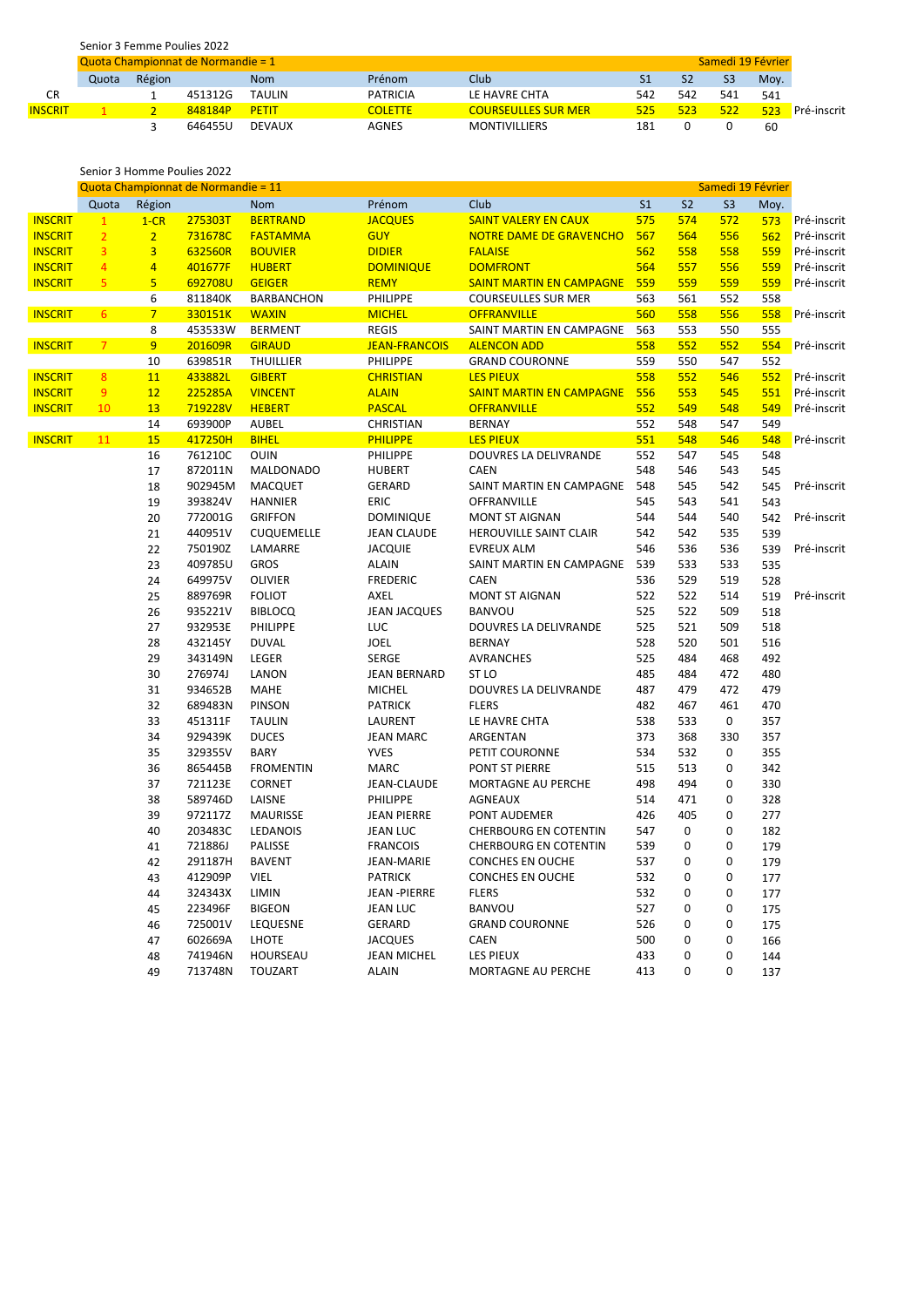Senior 3 Femme Poulies 2022

| | Quota | Région | | Nom | Prénom | Club | S1 | S2 | S3 | Moy. | |
|---|---|---|---|---|---|---|---|---|---|---|---|
| | Quota Championnat de Normandie = 1 | | | | | | | | Samedi 19 Février | | |
| CR | | 1 | 451312G | TAULIN | PATRICIA | LE HAVRE CHTA | 542 | 542 | 541 | 541 | |
| INSCRIT | 1 | 2 | 848184P | PETIT | COLETTE | COURSEULLES SUR MER | 525 | 523 | 522 | 523 | Pré-inscrit |
| | | 3 | 646455U | DEVAUX | AGNES | MONTIVILLIERS | 181 | 0 | 0 | 60 | |

Senior 3 Homme Poulies 2022

| | Quota | Région | | Nom | Prénom | Club | S1 | S2 | S3 | Moy. | |
|---|---|---|---|---|---|---|---|---|---|---|---|
| | Quota Championnat de Normandie = 11 | | | | | | | | Samedi 19 Février | | |
| INSCRIT | 1 | 1-CR | 275303T | BERTRAND | JACQUES | SAINT VALERY EN CAUX | 575 | 574 | 572 | 573 | Pré-inscrit |
| INSCRIT | 2 | 2 | 731678C | FASTAMMA | GUY | NOTRE DAME DE GRAVENCHO | 567 | 564 | 556 | 562 | Pré-inscrit |
| INSCRIT | 3 | 3 | 632560R | BOUVIER | DIDIER | FALAISE | 562 | 558 | 558 | 559 | Pré-inscrit |
| INSCRIT | 4 | 4 | 401677F | HUBERT | DOMINIQUE | DOMFRONT | 564 | 557 | 556 | 559 | Pré-inscrit |
| INSCRIT | 5 | 5 | 692708U | GEIGER | REMY | SAINT MARTIN EN CAMPAGNE | 559 | 559 | 559 | 559 | Pré-inscrit |
| | | 6 | 811840K | BARBANCHON | PHILIPPE | COURSEULLES SUR MER | 563 | 561 | 552 | 558 | |
| INSCRIT | 6 | 7 | 330151K | WAXIN | MICHEL | OFFRANVILLE | 560 | 558 | 556 | 558 | Pré-inscrit |
| | | 8 | 453533W | BERMENT | REGIS | SAINT MARTIN EN CAMPAGNE | 563 | 553 | 550 | 555 | |
| INSCRIT | 7 | 9 | 201609R | GIRAUD | JEAN-FRANCOIS | ALENCON ADD | 558 | 552 | 552 | 554 | Pré-inscrit |
| | | 10 | 639851R | THUILLIER | PHILIPPE | GRAND COURONNE | 559 | 550 | 547 | 552 | |
| INSCRIT | 8 | 11 | 433882L | GIBERT | CHRISTIAN | LES PIEUX | 558 | 552 | 546 | 552 | Pré-inscrit |
| INSCRIT | 9 | 12 | 225285A | VINCENT | ALAIN | SAINT MARTIN EN CAMPAGNE | 556 | 553 | 545 | 551 | Pré-inscrit |
| INSCRIT | 10 | 13 | 719228V | HEBERT | PASCAL | OFFRANVILLE | 552 | 549 | 548 | 549 | Pré-inscrit |
| | | 14 | 693900P | AUBEL | CHRISTIAN | BERNAY | 552 | 548 | 547 | 549 | |
| INSCRIT | 11 | 15 | 417250H | BIHEL | PHILIPPE | LES PIEUX | 551 | 548 | 546 | 548 | Pré-inscrit |
| | | 16 | 761210C | OUIN | PHILIPPE | DOUVRES LA DELIVRANDE | 552 | 547 | 545 | 548 | |
| | | 17 | 872011N | MALDONADO | HUBERT | CAEN | 548 | 546 | 543 | 545 | |
| | | 18 | 902945M | MACQUET | GERARD | SAINT MARTIN EN CAMPAGNE | 548 | 545 | 542 | 545 | Pré-inscrit |
| | | 19 | 393824V | HANNIER | ERIC | OFFRANVILLE | 545 | 543 | 541 | 543 | |
| | | 20 | 772001G | GRIFFON | DOMINIQUE | MONT ST AIGNAN | 544 | 544 | 540 | 542 | Pré-inscrit |
| | | 21 | 440951V | CUQUEMELLE | JEAN CLAUDE | HEROUVILLE SAINT CLAIR | 542 | 542 | 535 | 539 | |
| | | 22 | 750190Z | LAMARRE | JACQUIE | EVREUX ALM | 546 | 536 | 536 | 539 | Pré-inscrit |
| | | 23 | 409785U | GROS | ALAIN | SAINT MARTIN EN CAMPAGNE | 539 | 533 | 533 | 535 | |
| | | 24 | 649975V | OLIVIER | FREDERIC | CAEN | 536 | 529 | 519 | 528 | |
| | | 25 | 889769R | FOLIOT | AXEL | MONT ST AIGNAN | 522 | 522 | 514 | 519 | Pré-inscrit |
| | | 26 | 935221V | BIBLOCQ | JEAN JACQUES | BANVOU | 525 | 522 | 509 | 518 | |
| | | 27 | 932953E | PHILIPPE | LUC | DOUVRES LA DELIVRANDE | 525 | 521 | 509 | 518 | |
| | | 28 | 432145Y | DUVAL | JOEL | BERNAY | 528 | 520 | 501 | 516 | |
| | | 29 | 343149N | LEGER | SERGE | AVRANCHES | 525 | 484 | 468 | 492 | |
| | | 30 | 276974J | LANON | JEAN BERNARD | ST LO | 485 | 484 | 472 | 480 | |
| | | 31 | 934652B | MAHE | MICHEL | DOUVRES LA DELIVRANDE | 487 | 479 | 472 | 479 | |
| | | 32 | 689483N | PINSON | PATRICK | FLERS | 482 | 467 | 461 | 470 | |
| | | 33 | 451311F | TAULIN | LAURENT | LE HAVRE CHTA | 538 | 533 | 0 | 357 | |
| | | 34 | 929439K | DUCES | JEAN MARC | ARGENTAN | 373 | 368 | 330 | 357 | |
| | | 35 | 329355V | BARY | YVES | PETIT COURONNE | 534 | 532 | 0 | 355 | |
| | | 36 | 865445B | FROMENTIN | MARC | PONT ST PIERRE | 515 | 513 | 0 | 342 | |
| | | 37 | 721123E | CORNET | JEAN-CLAUDE | MORTAGNE AU PERCHE | 498 | 494 | 0 | 330 | |
| | | 38 | 589746D | LAISNE | PHILIPPE | AGNEAUX | 514 | 471 | 0 | 328 | |
| | | 39 | 972117Z | MAURISSE | JEAN PIERRE | PONT AUDEMER | 426 | 405 | 0 | 277 | |
| | | 40 | 203483C | LEDANOIS | JEAN LUC | CHERBOURG EN COTENTIN | 547 | 0 | 0 | 182 | |
| | | 41 | 721886J | PALISSE | FRANCOIS | CHERBOURG EN COTENTIN | 539 | 0 | 0 | 179 | |
| | | 42 | 291187H | BAVENT | JEAN-MARIE | CONCHES EN OUCHE | 537 | 0 | 0 | 179 | |
| | | 43 | 412909P | VIEL | PATRICK | CONCHES EN OUCHE | 532 | 0 | 0 | 177 | |
| | | 44 | 324343X | LIMIN | JEAN -PIERRE | FLERS | 532 | 0 | 0 | 177 | |
| | | 45 | 223496F | BIGEON | JEAN LUC | BANVOU | 527 | 0 | 0 | 175 | |
| | | 46 | 725001V | LEQUESNE | GERARD | GRAND COURONNE | 526 | 0 | 0 | 175 | |
| | | 47 | 602669A | LHOTE | JACQUES | CAEN | 500 | 0 | 0 | 166 | |
| | | 48 | 741946N | HOURSEAU | JEAN MICHEL | LES PIEUX | 433 | 0 | 0 | 144 | |
| | | 49 | 713748N | TOUZART | ALAIN | MORTAGNE AU PERCHE | 413 | 0 | 0 | 137 | |